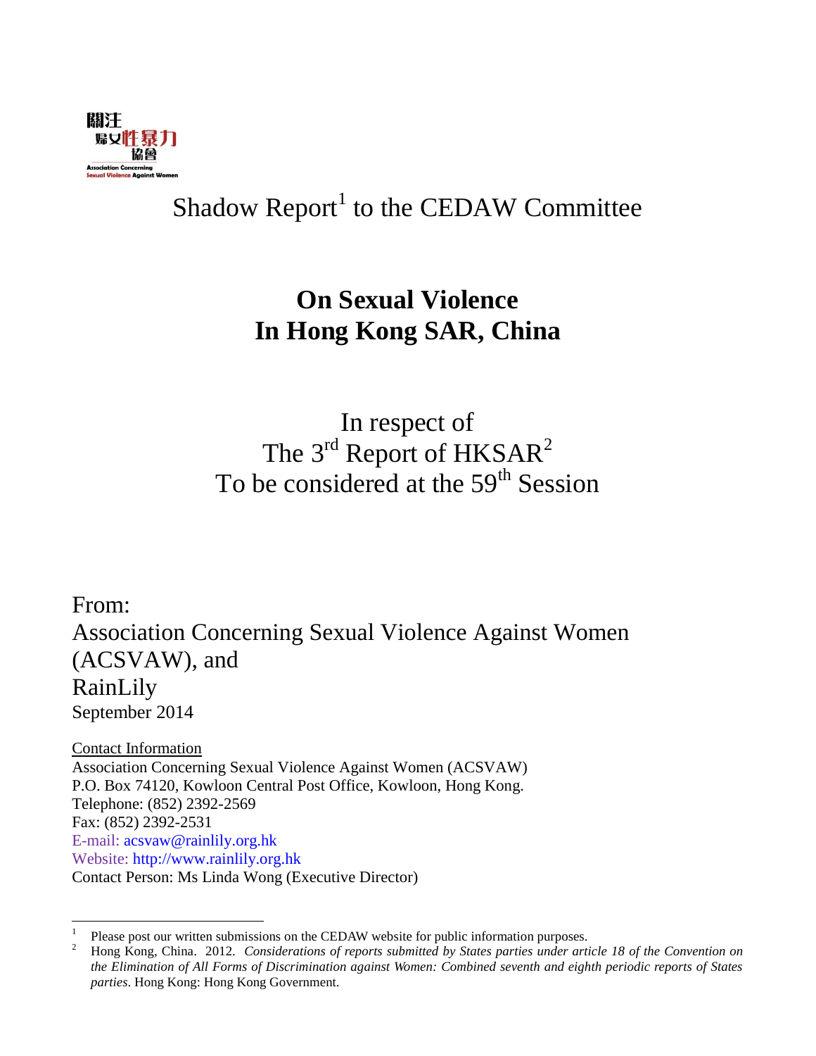關注
婦女性暴力
協會
Association Concerning
Sexual Violence Against Women

Shadow Report[1] to the CEDAW Committee

# On Sexual Violence In Hong Kong SAR, China

In respect of
The 3rd Report of HKSAR[2]
To be considered at the 59th Session

From:
Association Concerning Sexual Violence Against Women (ACSVAW), and
RainLily
September 2014

Contact Information
Association Concerning Sexual Violence Against Women (ACSVAW)
P.O. Box 74120, Kowloon Central Post Office, Kowloon, Hong Kong.
Telephone: (852) 2392-2569
Fax: (852) 2392-2531
E-mail: acsvaw@rainlily.org.hk
Website: http://www.rainlily.org.hk
Contact Person: Ms Linda Wong (Executive Director)

---

[1] Please post our written submissions on the CEDAW website for public information purposes.

[2] Hong Kong, China. 2012. *Considerations of reports submitted by States parties under article 18 of the Convention on the Elimination of All Forms of Discrimination against Women: Combined seventh and eighth periodic reports of States parties*. Hong Kong: Hong Kong Government.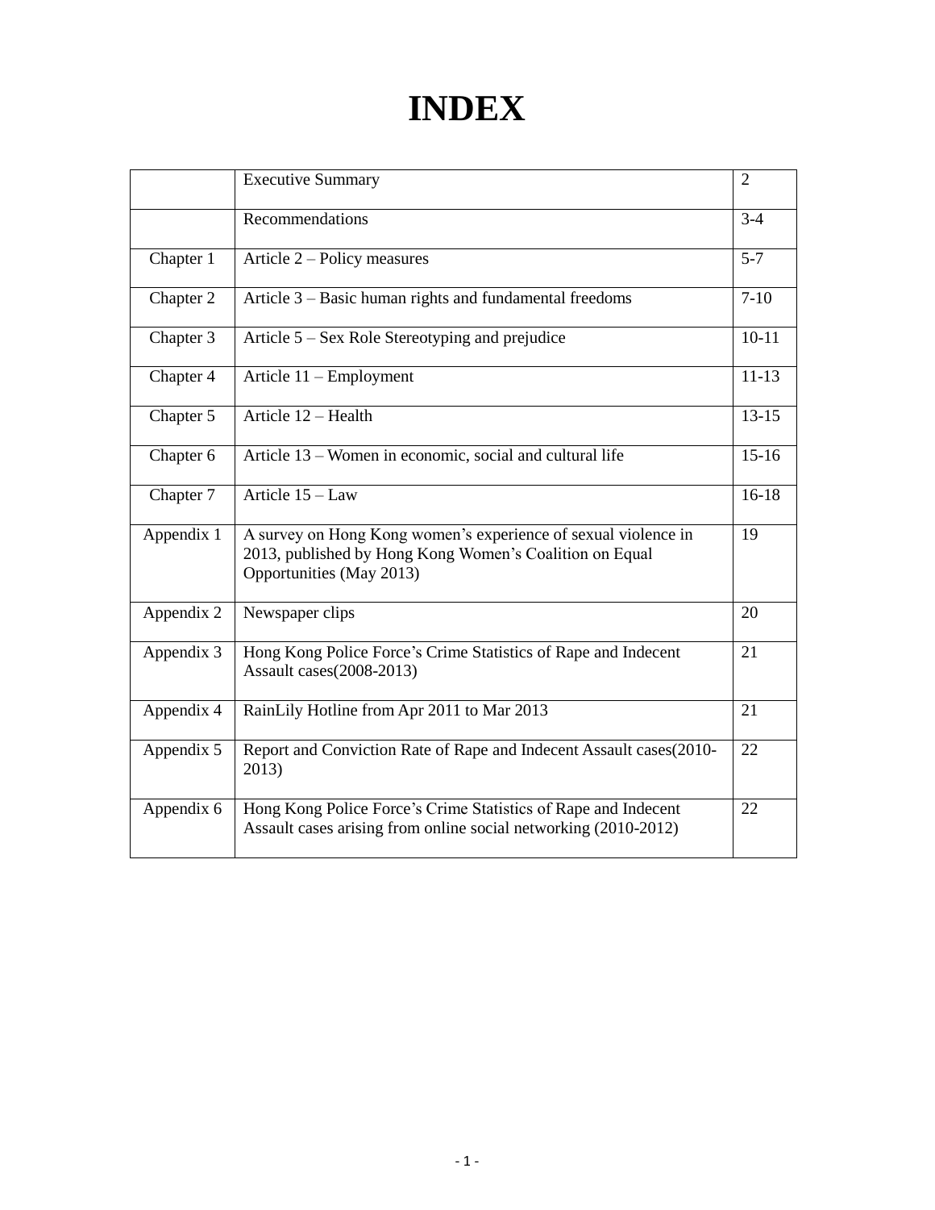# INDEX

| | | |
|---|---|---|
| | Executive Summary | 2 |
| | Recommendations | 3-4 |
| Chapter 1 | Article 2 – Policy measures | 5-7 |
| Chapter 2 | Article 3 – Basic human rights and fundamental freedoms | 7-10 |
| Chapter 3 | Article 5 – Sex Role Stereotyping and prejudice | 10-11 |
| Chapter 4 | Article 11 – Employment | 11-13 |
| Chapter 5 | Article 12 – Health | 13-15 |
| Chapter 6 | Article 13 – Women in economic, social and cultural life | 15-16 |
| Chapter 7 | Article 15 – Law | 16-18 |
| Appendix 1 | A survey on Hong Kong women's experience of sexual violence in 2013, published by Hong Kong Women's Coalition on Equal Opportunities (May 2013) | 19 |
| Appendix 2 | Newspaper clips | 20 |
| Appendix 3 | Hong Kong Police Force's Crime Statistics of Rape and Indecent Assault cases(2008-2013) | 21 |
| Appendix 4 | RainLily Hotline from Apr 2011 to Mar 2013 | 21 |
| Appendix 5 | Report and Conviction Rate of Rape and Indecent Assault cases(2010-2013) | 22 |
| Appendix 6 | Hong Kong Police Force's Crime Statistics of Rape and Indecent Assault cases arising from online social networking (2010-2012) | 22 |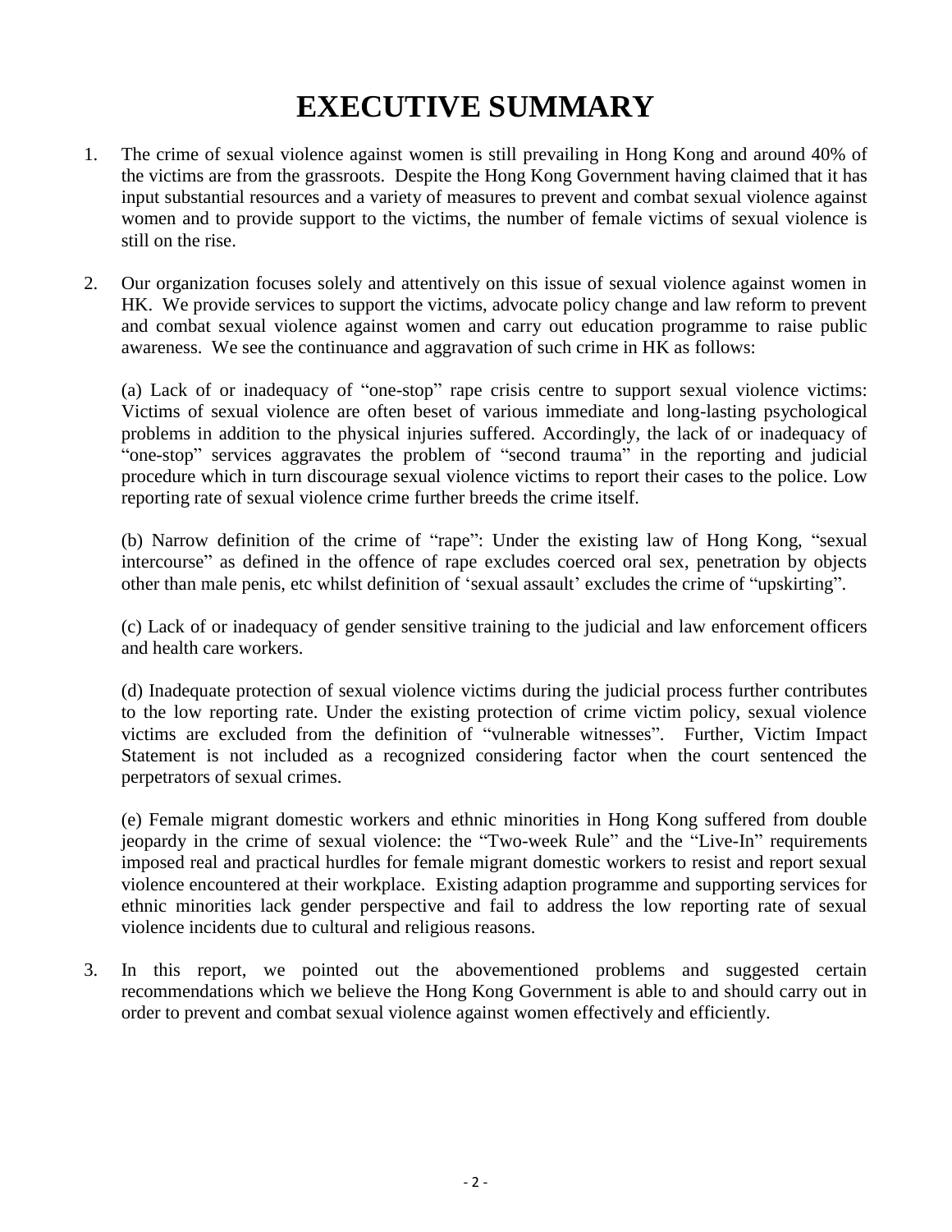# EXECUTIVE SUMMARY

1. The crime of sexual violence against women is still prevailing in Hong Kong and around 40% of the victims are from the grassroots. Despite the Hong Kong Government having claimed that it has input substantial resources and a variety of measures to prevent and combat sexual violence against women and to provide support to the victims, the number of female victims of sexual violence is still on the rise.

2. Our organization focuses solely and attentively on this issue of sexual violence against women in HK. We provide services to support the victims, advocate policy change and law reform to prevent and combat sexual violence against women and carry out education programme to raise public awareness. We see the continuance and aggravation of such crime in HK as follows:

   (a) Lack of or inadequacy of "one-stop" rape crisis centre to support sexual violence victims: Victims of sexual violence are often beset of various immediate and long-lasting psychological problems in addition to the physical injuries suffered. Accordingly, the lack of or inadequacy of "one-stop" services aggravates the problem of "second trauma" in the reporting and judicial procedure which in turn discourage sexual violence victims to report their cases to the police. Low reporting rate of sexual violence crime further breeds the crime itself.

   (b) Narrow definition of the crime of "rape": Under the existing law of Hong Kong, "sexual intercourse" as defined in the offence of rape excludes coerced oral sex, penetration by objects other than male penis, etc whilst definition of 'sexual assault' excludes the crime of "upskirting".

   (c) Lack of or inadequacy of gender sensitive training to the judicial and law enforcement officers and health care workers.

   (d) Inadequate protection of sexual violence victims during the judicial process further contributes to the low reporting rate. Under the existing protection of crime victim policy, sexual violence victims are excluded from the definition of "vulnerable witnesses". Further, Victim Impact Statement is not included as a recognized considering factor when the court sentenced the perpetrators of sexual crimes.

   (e) Female migrant domestic workers and ethnic minorities in Hong Kong suffered from double jeopardy in the crime of sexual violence: the "Two-week Rule" and the "Live-In" requirements imposed real and practical hurdles for female migrant domestic workers to resist and report sexual violence encountered at their workplace. Existing adaption programme and supporting services for ethnic minorities lack gender perspective and fail to address the low reporting rate of sexual violence incidents due to cultural and religious reasons.

3. In this report, we pointed out the abovementioned problems and suggested certain recommendations which we believe the Hong Kong Government is able to and should carry out in order to prevent and combat sexual violence against women effectively and efficiently.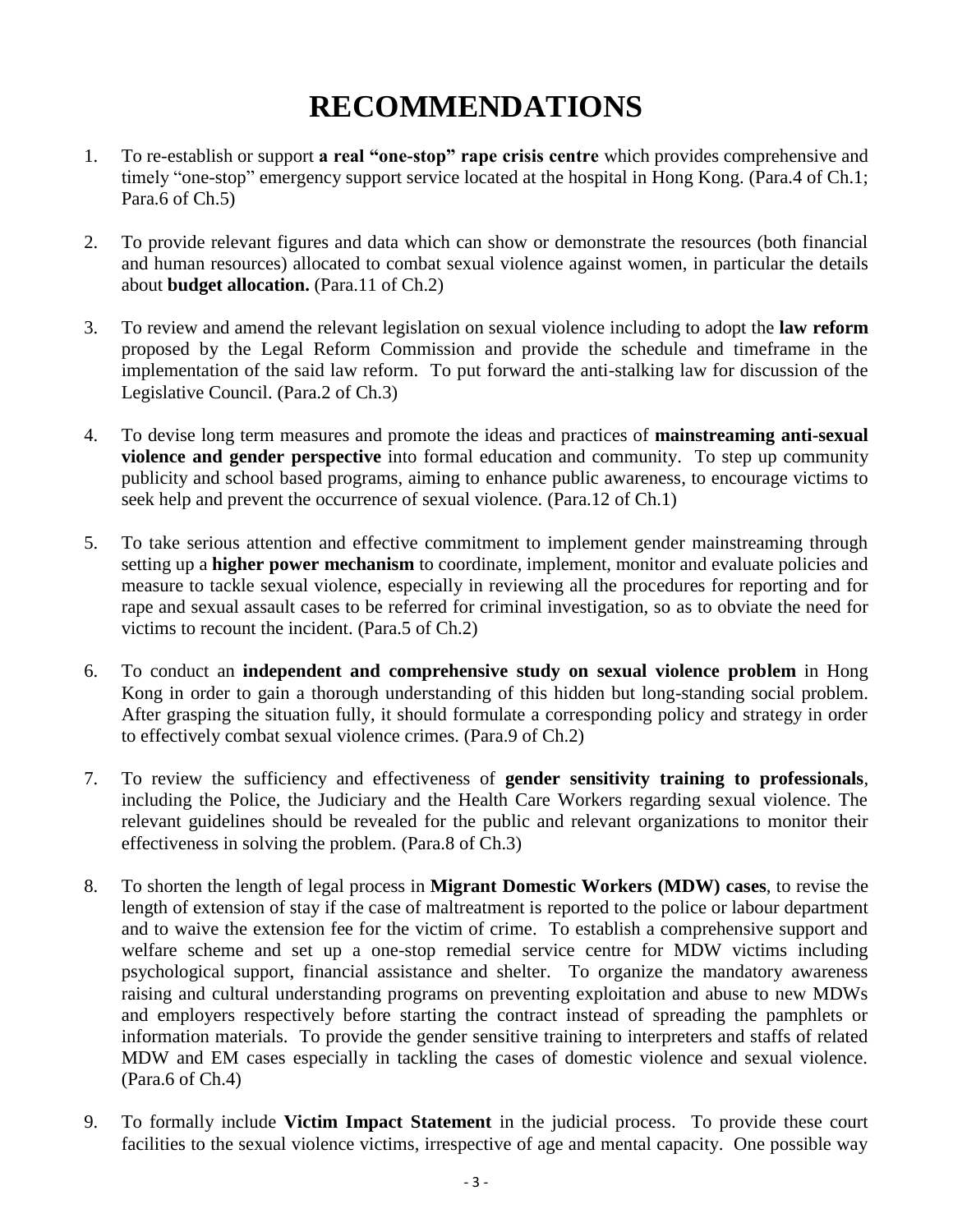# RECOMMENDATIONS

1. To re-establish or support **a real "one-stop" rape crisis centre** which provides comprehensive and timely "one-stop" emergency support service located at the hospital in Hong Kong. (Para.4 of Ch.1; Para.6 of Ch.5)

2. To provide relevant figures and data which can show or demonstrate the resources (both financial and human resources) allocated to combat sexual violence against women, in particular the details about **budget allocation.** (Para.11 of Ch.2)

3. To review and amend the relevant legislation on sexual violence including to adopt the **law reform** proposed by the Legal Reform Commission and provide the schedule and timeframe in the implementation of the said law reform. To put forward the anti-stalking law for discussion of the Legislative Council. (Para.2 of Ch.3)

4. To devise long term measures and promote the ideas and practices of **mainstreaming anti-sexual violence and gender perspective** into formal education and community. To step up community publicity and school based programs, aiming to enhance public awareness, to encourage victims to seek help and prevent the occurrence of sexual violence. (Para.12 of Ch.1)

5. To take serious attention and effective commitment to implement gender mainstreaming through setting up a **higher power mechanism** to coordinate, implement, monitor and evaluate policies and measure to tackle sexual violence, especially in reviewing all the procedures for reporting and for rape and sexual assault cases to be referred for criminal investigation, so as to obviate the need for victims to recount the incident. (Para.5 of Ch.2)

6. To conduct an **independent and comprehensive study on sexual violence problem** in Hong Kong in order to gain a thorough understanding of this hidden but long-standing social problem. After grasping the situation fully, it should formulate a corresponding policy and strategy in order to effectively combat sexual violence crimes. (Para.9 of Ch.2)

7. To review the sufficiency and effectiveness of **gender sensitivity training to professionals**, including the Police, the Judiciary and the Health Care Workers regarding sexual violence. The relevant guidelines should be revealed for the public and relevant organizations to monitor their effectiveness in solving the problem. (Para.8 of Ch.3)

8. To shorten the length of legal process in **Migrant Domestic Workers (MDW) cases**, to revise the length of extension of stay if the case of maltreatment is reported to the police or labour department and to waive the extension fee for the victim of crime. To establish a comprehensive support and welfare scheme and set up a one-stop remedial service centre for MDW victims including psychological support, financial assistance and shelter. To organize the mandatory awareness raising and cultural understanding programs on preventing exploitation and abuse to new MDWs and employers respectively before starting the contract instead of spreading the pamphlets or information materials. To provide the gender sensitive training to interpreters and staffs of related MDW and EM cases especially in tackling the cases of domestic violence and sexual violence. (Para.6 of Ch.4)

9. To formally include **Victim Impact Statement** in the judicial process. To provide these court facilities to the sexual violence victims, irrespective of age and mental capacity. One possible way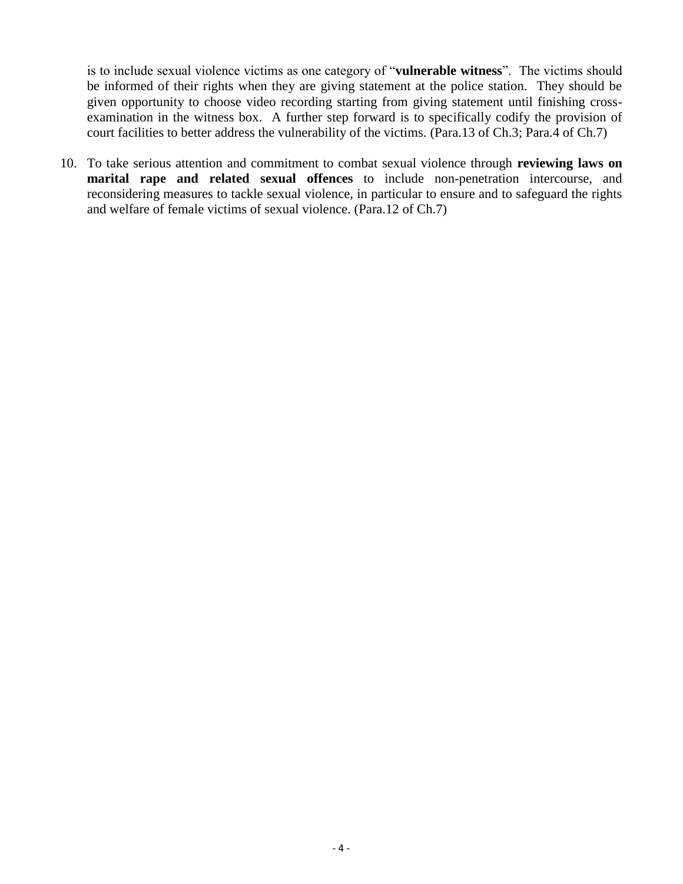is to include sexual violence victims as one category of "**vulnerable witness**". The victims should be informed of their rights when they are giving statement at the police station. They should be given opportunity to choose video recording starting from giving statement until finishing cross-examination in the witness box. A further step forward is to specifically codify the provision of court facilities to better address the vulnerability of the victims. (Para.13 of Ch.3; Para.4 of Ch.7)

10. To take serious attention and commitment to combat sexual violence through **reviewing laws on marital rape and related sexual offences** to include non-penetration intercourse, and reconsidering measures to tackle sexual violence, in particular to ensure and to safeguard the rights and welfare of female victims of sexual violence. (Para.12 of Ch.7)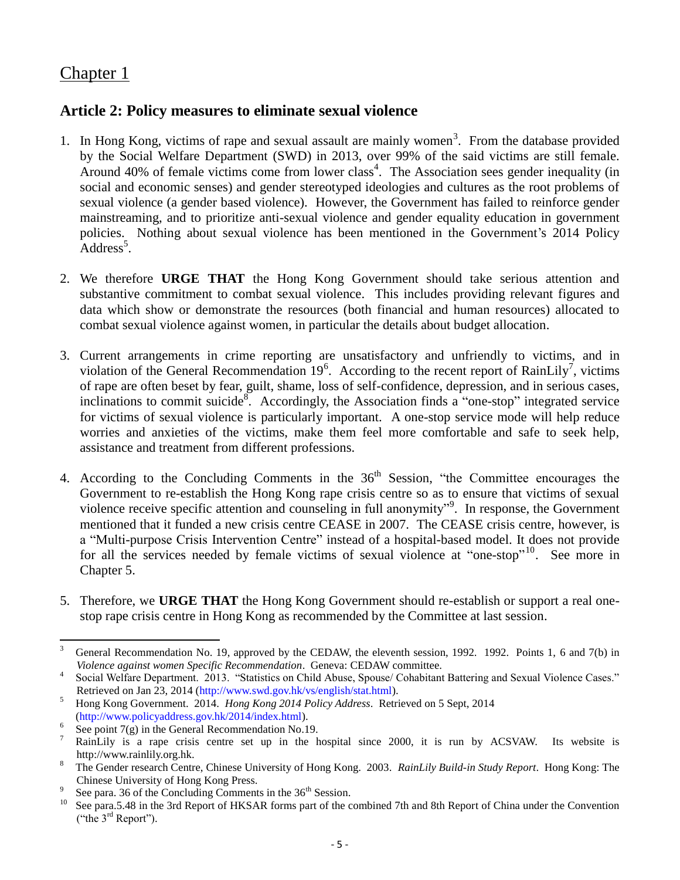# Chapter 1

## Article 2: Policy measures to eliminate sexual violence

1. In Hong Kong, victims of rape and sexual assault are mainly women[3]. From the database provided by the Social Welfare Department (SWD) in 2013, over 99% of the said victims are still female. Around 40% of female victims come from lower class[4]. The Association sees gender inequality (in social and economic senses) and gender stereotyped ideologies and cultures as the root problems of sexual violence (a gender based violence). However, the Government has failed to reinforce gender mainstreaming, and to prioritize anti-sexual violence and gender equality education in government policies. Nothing about sexual violence has been mentioned in the Government's 2014 Policy Address[5].

2. We therefore **URGE THAT** the Hong Kong Government should take serious attention and substantive commitment to combat sexual violence. This includes providing relevant figures and data which show or demonstrate the resources (both financial and human resources) allocated to combat sexual violence against women, in particular the details about budget allocation.

3. Current arrangements in crime reporting are unsatisfactory and unfriendly to victims, and in violation of the General Recommendation 19[6]. According to the recent report of RainLily[7], victims of rape are often beset by fear, guilt, shame, loss of self-confidence, depression, and in serious cases, inclinations to commit suicide[8]. Accordingly, the Association finds a "one-stop" integrated service for victims of sexual violence is particularly important. A one-stop service mode will help reduce worries and anxieties of the victims, make them feel more comfortable and safe to seek help, assistance and treatment from different professions.

4. According to the Concluding Comments in the 36th Session, "the Committee encourages the Government to re-establish the Hong Kong rape crisis centre so as to ensure that victims of sexual violence receive specific attention and counseling in full anonymity"[9]. In response, the Government mentioned that it funded a new crisis centre CEASE in 2007. The CEASE crisis centre, however, is a "Multi-purpose Crisis Intervention Centre" instead of a hospital-based model. It does not provide for all the services needed by female victims of sexual violence at "one-stop"[10]. See more in Chapter 5.

5. Therefore, we **URGE THAT** the Hong Kong Government should re-establish or support a real one-stop rape crisis centre in Hong Kong as recommended by the Committee at last session.

---

[3] General Recommendation No. 19, approved by the CEDAW, the eleventh session, 1992. 1992. Points 1, 6 and 7(b) in *Violence against women Specific Recommendation*. Geneva: CEDAW committee.

[4] Social Welfare Department. 2013. "Statistics on Child Abuse, Spouse/ Cohabitant Battering and Sexual Violence Cases." Retrieved on Jan 23, 2014 (http://www.swd.gov.hk/vs/english/stat.html).

[5] Hong Kong Government. 2014. *Hong Kong 2014 Policy Address*. Retrieved on 5 Sept, 2014 (http://www.policyaddress.gov.hk/2014/index.html).

[6] See point 7(g) in the General Recommendation No.19.

[7] RainLily is a rape crisis centre set up in the hospital since 2000, it is run by ACSVAW. Its website is http://www.rainlily.org.hk.

[8] The Gender research Centre, Chinese University of Hong Kong. 2003. *RainLily Build-in Study Report*. Hong Kong: The Chinese University of Hong Kong Press.

[9] See para. 36 of the Concluding Comments in the 36th Session.

[10] See para.5.48 in the 3rd Report of HKSAR forms part of the combined 7th and 8th Report of China under the Convention ("the 3rd Report").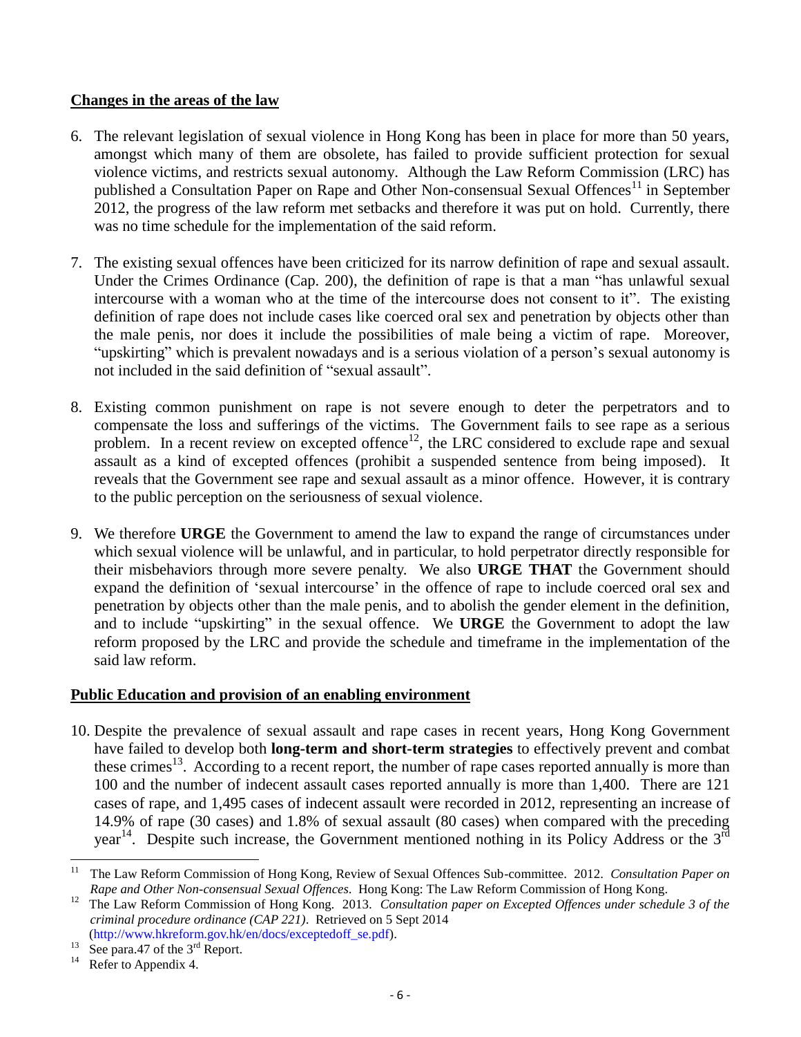**Changes in the areas of the law**

6. The relevant legislation of sexual violence in Hong Kong has been in place for more than 50 years, amongst which many of them are obsolete, has failed to provide sufficient protection for sexual violence victims, and restricts sexual autonomy. Although the Law Reform Commission (LRC) has published a Consultation Paper on Rape and Other Non-consensual Sexual Offences[11] in September 2012, the progress of the law reform met setbacks and therefore it was put on hold. Currently, there was no time schedule for the implementation of the said reform.

7. The existing sexual offences have been criticized for its narrow definition of rape and sexual assault. Under the Crimes Ordinance (Cap. 200), the definition of rape is that a man "has unlawful sexual intercourse with a woman who at the time of the intercourse does not consent to it". The existing definition of rape does not include cases like coerced oral sex and penetration by objects other than the male penis, nor does it include the possibilities of male being a victim of rape. Moreover, "upskirting" which is prevalent nowadays and is a serious violation of a person's sexual autonomy is not included in the said definition of "sexual assault".

8. Existing common punishment on rape is not severe enough to deter the perpetrators and to compensate the loss and sufferings of the victims. The Government fails to see rape as a serious problem. In a recent review on excepted offence[12], the LRC considered to exclude rape and sexual assault as a kind of excepted offences (prohibit a suspended sentence from being imposed). It reveals that the Government see rape and sexual assault as a minor offence. However, it is contrary to the public perception on the seriousness of sexual violence.

9. We therefore **URGE** the Government to amend the law to expand the range of circumstances under which sexual violence will be unlawful, and in particular, to hold perpetrator directly responsible for their misbehaviors through more severe penalty. We also **URGE THAT** the Government should expand the definition of 'sexual intercourse' in the offence of rape to include coerced oral sex and penetration by objects other than the male penis, and to abolish the gender element in the definition, and to include "upskirting" in the sexual offence. We **URGE** the Government to adopt the law reform proposed by the LRC and provide the schedule and timeframe in the implementation of the said law reform.

**Public Education and provision of an enabling environment**

10. Despite the prevalence of sexual assault and rape cases in recent years, Hong Kong Government have failed to develop both **long-term and short-term strategies** to effectively prevent and combat these crimes[13]. According to a recent report, the number of rape cases reported annually is more than 100 and the number of indecent assault cases reported annually is more than 1,400. There are 121 cases of rape, and 1,495 cases of indecent assault were recorded in 2012, representing an increase of 14.9% of rape (30 cases) and 1.8% of sexual assault (80 cases) when compared with the preceding year[14]. Despite such increase, the Government mentioned nothing in its Policy Address or the 3rd

---

[11] The Law Reform Commission of Hong Kong, Review of Sexual Offences Sub-committee. 2012. *Consultation Paper on Rape and Other Non-consensual Sexual Offences*. Hong Kong: The Law Reform Commission of Hong Kong.

[12] The Law Reform Commission of Hong Kong. 2013. *Consultation paper on Excepted Offences under schedule 3 of the criminal procedure ordinance (CAP 221)*. Retrieved on 5 Sept 2014 (http://www.hkreform.gov.hk/en/docs/exceptedoff_se.pdf).

[13] See para.47 of the 3rd Report.

[14] Refer to Appendix 4.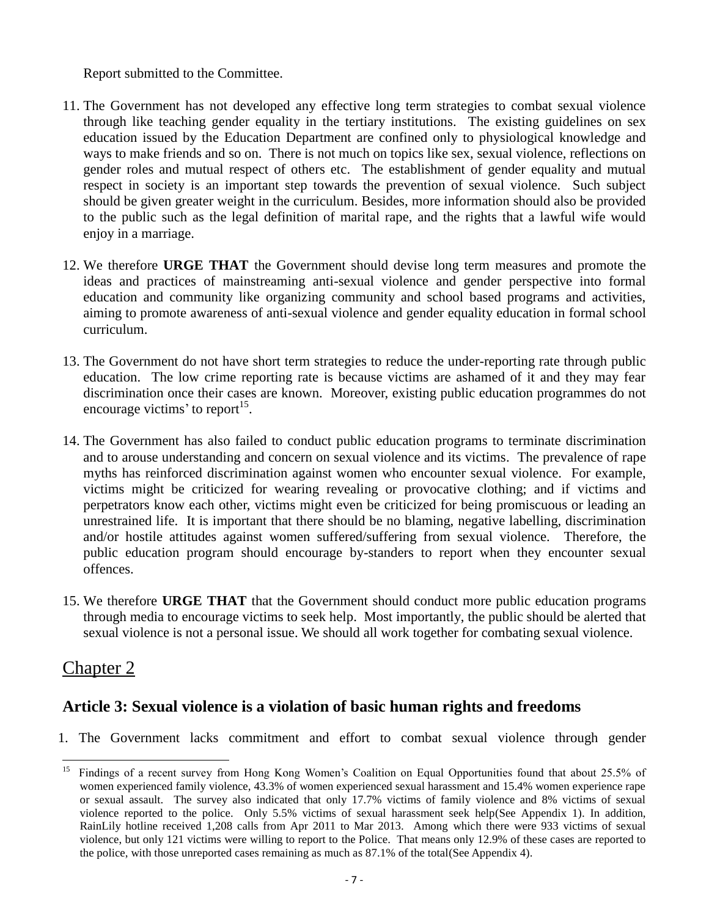Report submitted to the Committee.

11. The Government has not developed any effective long term strategies to combat sexual violence through like teaching gender equality in the tertiary institutions. The existing guidelines on sex education issued by the Education Department are confined only to physiological knowledge and ways to make friends and so on. There is not much on topics like sex, sexual violence, reflections on gender roles and mutual respect of others etc. The establishment of gender equality and mutual respect in society is an important step towards the prevention of sexual violence. Such subject should be given greater weight in the curriculum. Besides, more information should also be provided to the public such as the legal definition of marital rape, and the rights that a lawful wife would enjoy in a marriage.

12. We therefore **URGE THAT** the Government should devise long term measures and promote the ideas and practices of mainstreaming anti-sexual violence and gender perspective into formal education and community like organizing community and school based programs and activities, aiming to promote awareness of anti-sexual violence and gender equality education in formal school curriculum.

13. The Government do not have short term strategies to reduce the under-reporting rate through public education. The low crime reporting rate is because victims are ashamed of it and they may fear discrimination once their cases are known. Moreover, existing public education programmes do not encourage victims' to report[15].

14. The Government has also failed to conduct public education programs to terminate discrimination and to arouse understanding and concern on sexual violence and its victims. The prevalence of rape myths has reinforced discrimination against women who encounter sexual violence. For example, victims might be criticized for wearing revealing or provocative clothing; and if victims and perpetrators know each other, victims might even be criticized for being promiscuous or leading an unrestrained life. It is important that there should be no blaming, negative labelling, discrimination and/or hostile attitudes against women suffered/suffering from sexual violence. Therefore, the public education program should encourage by-standers to report when they encounter sexual offences.

15. We therefore **URGE THAT** that the Government should conduct more public education programs through media to encourage victims to seek help. Most importantly, the public should be alerted that sexual violence is not a personal issue. We should all work together for combating sexual violence.

## Chapter 2

### Article 3: Sexual violence is a violation of basic human rights and freedoms

1. The Government lacks commitment and effort to combat sexual violence through gender

---

[15] Findings of a recent survey from Hong Kong Women's Coalition on Equal Opportunities found that about 25.5% of women experienced family violence, 43.3% of women experienced sexual harassment and 15.4% women experience rape or sexual assault. The survey also indicated that only 17.7% victims of family violence and 8% victims of sexual violence reported to the police. Only 5.5% victims of sexual harassment seek help(See Appendix 1). In addition, RainLily hotline received 1,208 calls from Apr 2011 to Mar 2013. Among which there were 933 victims of sexual violence, but only 121 victims were willing to report to the Police. That means only 12.9% of these cases are reported to the police, with those unreported cases remaining as much as 87.1% of the total(See Appendix 4).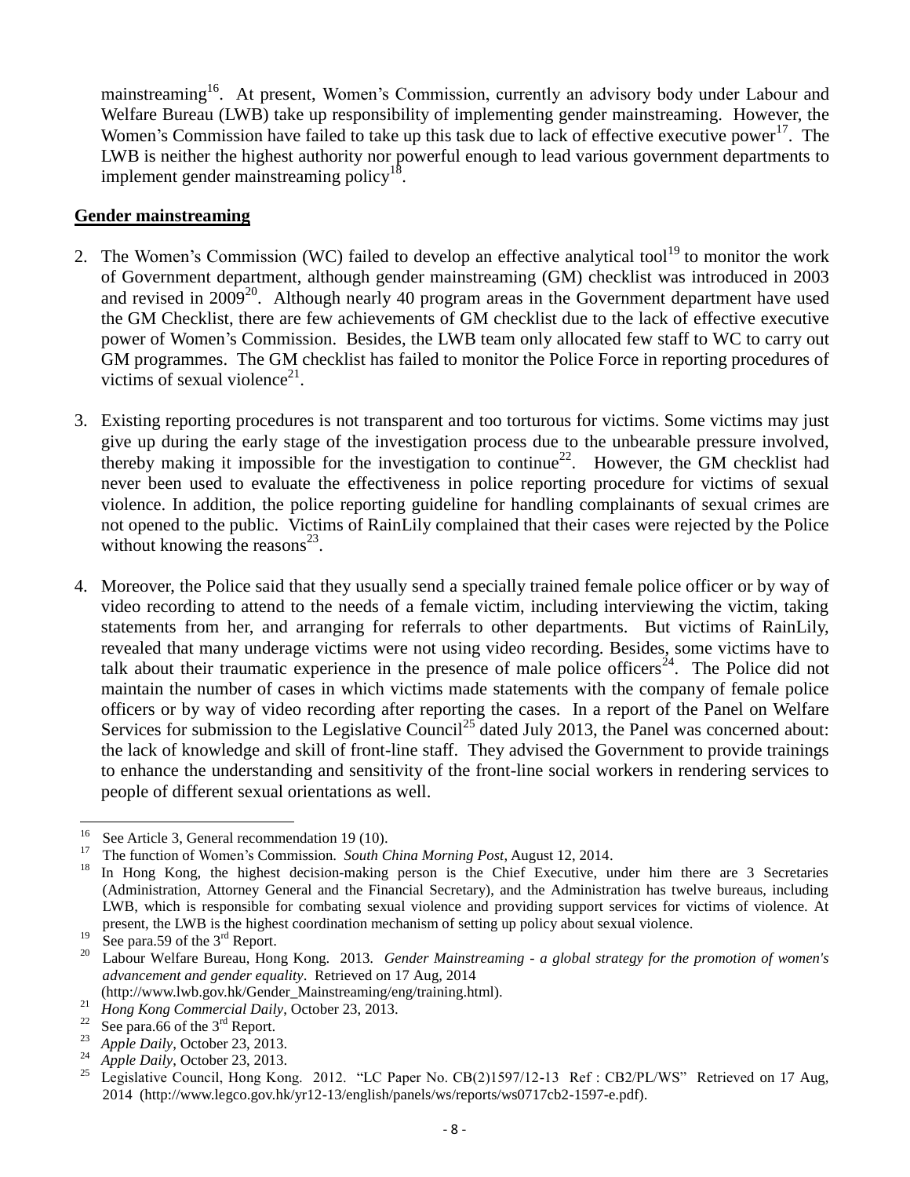mainstreaming[16]. At present, Women's Commission, currently an advisory body under Labour and Welfare Bureau (LWB) take up responsibility of implementing gender mainstreaming. However, the Women's Commission have failed to take up this task due to lack of effective executive power[17]. The LWB is neither the highest authority nor powerful enough to lead various government departments to implement gender mainstreaming policy[18].

## Gender mainstreaming

2. The Women's Commission (WC) failed to develop an effective analytical tool[19] to monitor the work of Government department, although gender mainstreaming (GM) checklist was introduced in 2003 and revised in 2009[20]. Although nearly 40 program areas in the Government department have used the GM Checklist, there are few achievements of GM checklist due to the lack of effective executive power of Women's Commission. Besides, the LWB team only allocated few staff to WC to carry out GM programmes. The GM checklist has failed to monitor the Police Force in reporting procedures of victims of sexual violence[21].

3. Existing reporting procedures is not transparent and too torturous for victims. Some victims may just give up during the early stage of the investigation process due to the unbearable pressure involved, thereby making it impossible for the investigation to continue[22]. However, the GM checklist had never been used to evaluate the effectiveness in police reporting procedure for victims of sexual violence. In addition, the police reporting guideline for handling complainants of sexual crimes are not opened to the public. Victims of RainLily complained that their cases were rejected by the Police without knowing the reasons[23].

4. Moreover, the Police said that they usually send a specially trained female police officer or by way of video recording to attend to the needs of a female victim, including interviewing the victim, taking statements from her, and arranging for referrals to other departments. But victims of RainLily, revealed that many underage victims were not using video recording. Besides, some victims have to talk about their traumatic experience in the presence of male police officers[24]. The Police did not maintain the number of cases in which victims made statements with the company of female police officers or by way of video recording after reporting the cases. In a report of the Panel on Welfare Services for submission to the Legislative Council[25] dated July 2013, the Panel was concerned about: the lack of knowledge and skill of front-line staff. They advised the Government to provide trainings to enhance the understanding and sensitivity of the front-line social workers in rendering services to people of different sexual orientations as well.

---

[16] See Article 3, General recommendation 19 (10).

[17] The function of Women's Commission. *South China Morning Post*, August 12, 2014.

[18] In Hong Kong, the highest decision-making person is the Chief Executive, under him there are 3 Secretaries (Administration, Attorney General and the Financial Secretary), and the Administration has twelve bureaus, including LWB, which is responsible for combating sexual violence and providing support services for victims of violence. At present, the LWB is the highest coordination mechanism of setting up policy about sexual violence.

[19] See para.59 of the 3rd Report.

[20] Labour Welfare Bureau, Hong Kong. 2013. *Gender Mainstreaming - a global strategy for the promotion of women's advancement and gender equality*. Retrieved on 17 Aug, 2014 (http://www.lwb.gov.hk/Gender_Mainstreaming/eng/training.html).

[21] *Hong Kong Commercial Daily*, October 23, 2013.

[22] See para.66 of the 3rd Report.

[23] *Apple Daily*, October 23, 2013.

[24] *Apple Daily*, October 23, 2013.

[25] Legislative Council, Hong Kong. 2012. "LC Paper No. CB(2)1597/12-13 Ref : CB2/PL/WS" Retrieved on 17 Aug, 2014 (http://www.legco.gov.hk/yr12-13/english/panels/ws/reports/ws0717cb2-1597-e.pdf).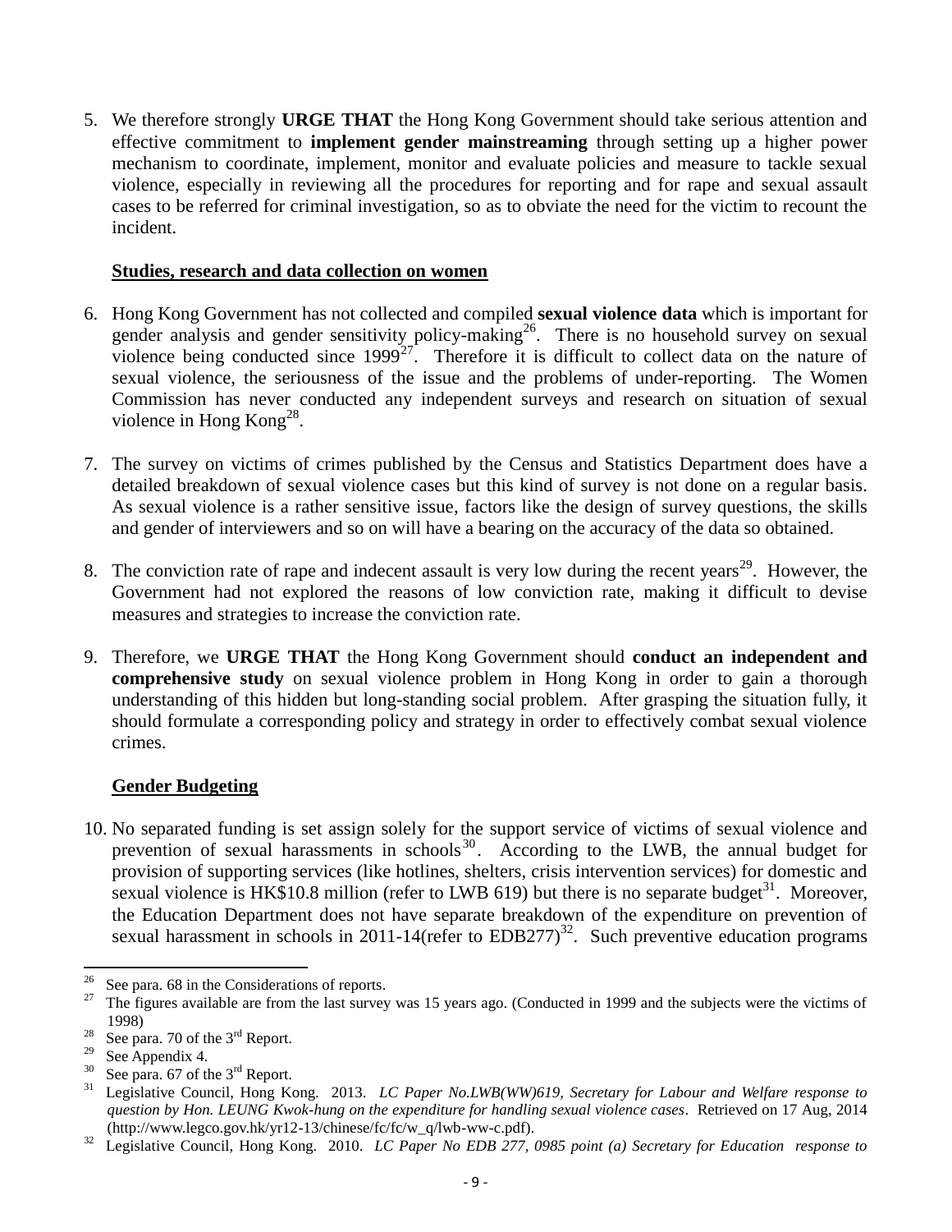5. We therefore strongly **URGE THAT** the Hong Kong Government should take serious attention and effective commitment to **implement gender mainstreaming** through setting up a higher power mechanism to coordinate, implement, monitor and evaluate policies and measure to tackle sexual violence, especially in reviewing all the procedures for reporting and for rape and sexual assault cases to be referred for criminal investigation, so as to obviate the need for the victim to recount the incident.

**Studies, research and data collection on women**

6. Hong Kong Government has not collected and compiled **sexual violence data** which is important for gender analysis and gender sensitivity policy-making[26]. There is no household survey on sexual violence being conducted since 1999[27]. Therefore it is difficult to collect data on the nature of sexual violence, the seriousness of the issue and the problems of under-reporting. The Women Commission has never conducted any independent surveys and research on situation of sexual violence in Hong Kong[28].

7. The survey on victims of crimes published by the Census and Statistics Department does have a detailed breakdown of sexual violence cases but this kind of survey is not done on a regular basis. As sexual violence is a rather sensitive issue, factors like the design of survey questions, the skills and gender of interviewers and so on will have a bearing on the accuracy of the data so obtained.

8. The conviction rate of rape and indecent assault is very low during the recent years[29]. However, the Government had not explored the reasons of low conviction rate, making it difficult to devise measures and strategies to increase the conviction rate.

9. Therefore, we **URGE THAT** the Hong Kong Government should **conduct an independent and comprehensive study** on sexual violence problem in Hong Kong in order to gain a thorough understanding of this hidden but long-standing social problem. After grasping the situation fully, it should formulate a corresponding policy and strategy in order to effectively combat sexual violence crimes.

**Gender Budgeting**

10. No separated funding is set assign solely for the support service of victims of sexual violence and prevention of sexual harassments in schools[30]. According to the LWB, the annual budget for provision of supporting services (like hotlines, shelters, crisis intervention services) for domestic and sexual violence is HK$10.8 million (refer to LWB 619) but there is no separate budget[31]. Moreover, the Education Department does not have separate breakdown of the expenditure on prevention of sexual harassment in schools in 2011-14(refer to EDB277)[32]. Such preventive education programs

---

[26] See para. 68 in the Considerations of reports.

[27] The figures available are from the last survey was 15 years ago. (Conducted in 1999 and the subjects were the victims of 1998)

[28] See para. 70 of the 3rd Report.

[29] See Appendix 4.

[30] See para. 67 of the 3rd Report.

[31] Legislative Council, Hong Kong. 2013. *LC Paper No.LWB(WW)619, Secretary for Labour and Welfare response to question by Hon. LEUNG Kwok-hung on the expenditure for handling sexual violence cases*. Retrieved on 17 Aug, 2014 (http://www.legco.gov.hk/yr12-13/chinese/fc/fc/w_q/lwb-ww-c.pdf).

[32] Legislative Council, Hong Kong. 2010. *LC Paper No EDB 277, 0985 point (a) Secretary for Education response to*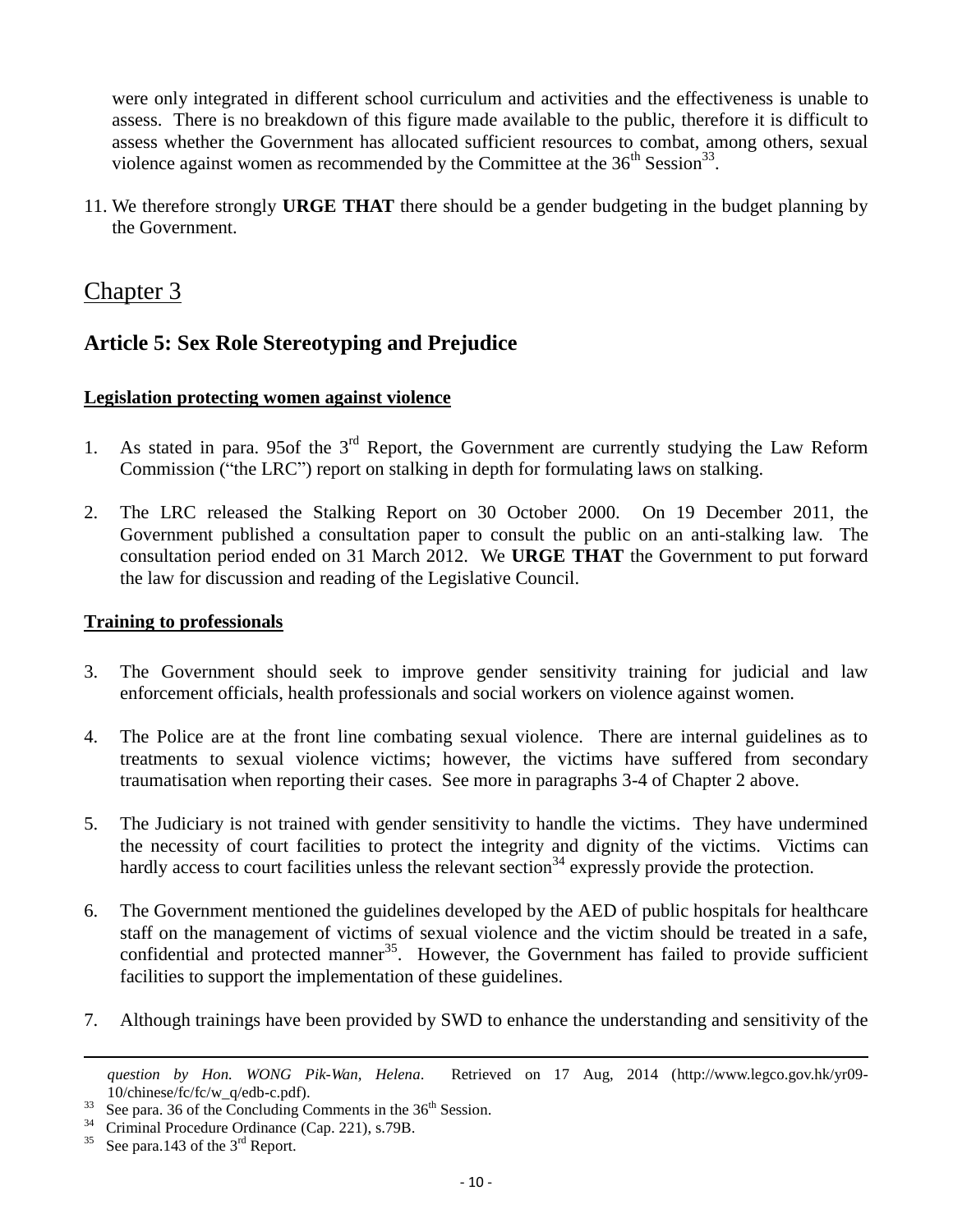were only integrated in different school curriculum and activities and the effectiveness is unable to assess. There is no breakdown of this figure made available to the public, therefore it is difficult to assess whether the Government has allocated sufficient resources to combat, among others, sexual violence against women as recommended by the Committee at the 36th Session[33].

11. We therefore strongly **URGE THAT** there should be a gender budgeting in the budget planning by the Government.

# Chapter 3

## Article 5: Sex Role Stereotyping and Prejudice

**Legislation protecting women against violence**

1. As stated in para. 95of the 3rd Report, the Government are currently studying the Law Reform Commission ("the LRC") report on stalking in depth for formulating laws on stalking.

2. The LRC released the Stalking Report on 30 October 2000. On 19 December 2011, the Government published a consultation paper to consult the public on an anti-stalking law. The consultation period ended on 31 March 2012. We **URGE THAT** the Government to put forward the law for discussion and reading of the Legislative Council.

**Training to professionals**

3. The Government should seek to improve gender sensitivity training for judicial and law enforcement officials, health professionals and social workers on violence against women.

4. The Police are at the front line combating sexual violence. There are internal guidelines as to treatments to sexual violence victims; however, the victims have suffered from secondary traumatisation when reporting their cases. See more in paragraphs 3-4 of Chapter 2 above.

5. The Judiciary is not trained with gender sensitivity to handle the victims. They have undermined the necessity of court facilities to protect the integrity and dignity of the victims. Victims can hardly access to court facilities unless the relevant section[34] expressly provide the protection.

6. The Government mentioned the guidelines developed by the AED of public hospitals for healthcare staff on the management of victims of sexual violence and the victim should be treated in a safe, confidential and protected manner[35]. However, the Government has failed to provide sufficient facilities to support the implementation of these guidelines.

7. Although trainings have been provided by SWD to enhance the understanding and sensitivity of the

---

*question by Hon. WONG Pik-Wan, Helena*. Retrieved on 17 Aug, 2014 (http://www.legco.gov.hk/yr09-10/chinese/fc/fc/w_q/edb-c.pdf).

[33] See para. 36 of the Concluding Comments in the 36th Session.

[34] Criminal Procedure Ordinance (Cap. 221), s.79B.

[35] See para.143 of the 3rd Report.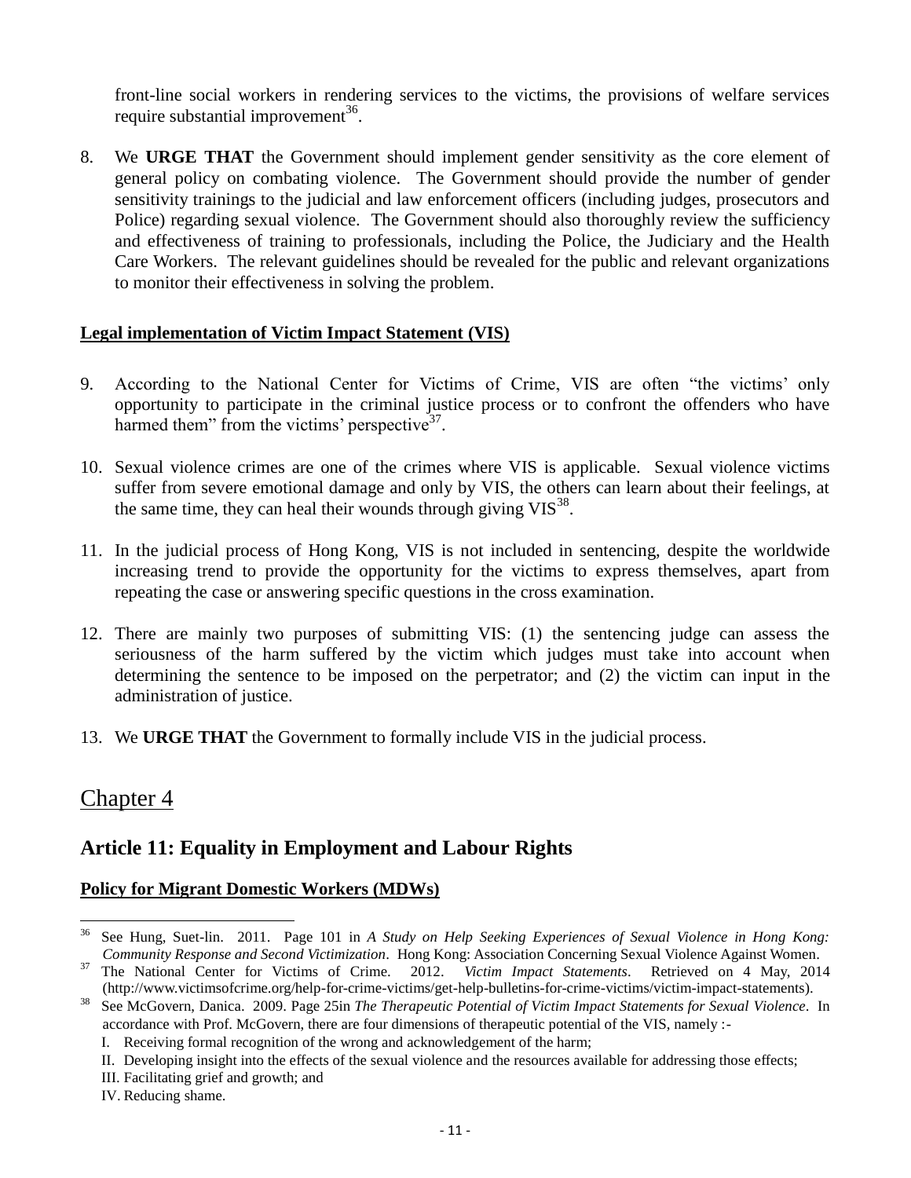front-line social workers in rendering services to the victims, the provisions of welfare services require substantial improvement[36].

8. We **URGE THAT** the Government should implement gender sensitivity as the core element of general policy on combating violence. The Government should provide the number of gender sensitivity trainings to the judicial and law enforcement officers (including judges, prosecutors and Police) regarding sexual violence. The Government should also thoroughly review the sufficiency and effectiveness of training to professionals, including the Police, the Judiciary and the Health Care Workers. The relevant guidelines should be revealed for the public and relevant organizations to monitor their effectiveness in solving the problem.

**Legal implementation of Victim Impact Statement (VIS)**

9. According to the National Center for Victims of Crime, VIS are often "the victims' only opportunity to participate in the criminal justice process or to confront the offenders who have harmed them" from the victims' perspective[37].

10. Sexual violence crimes are one of the crimes where VIS is applicable. Sexual violence victims suffer from severe emotional damage and only by VIS, the others can learn about their feelings, at the same time, they can heal their wounds through giving VIS[38].

11. In the judicial process of Hong Kong, VIS is not included in sentencing, despite the worldwide increasing trend to provide the opportunity for the victims to express themselves, apart from repeating the case or answering specific questions in the cross examination.

12. There are mainly two purposes of submitting VIS: (1) the sentencing judge can assess the seriousness of the harm suffered by the victim which judges must take into account when determining the sentence to be imposed on the perpetrator; and (2) the victim can input in the administration of justice.

13. We **URGE THAT** the Government to formally include VIS in the judicial process.

# Chapter 4

## Article 11: Equality in Employment and Labour Rights

**Policy for Migrant Domestic Workers (MDWs)**

---

[36] See Hung, Suet-lin. 2011. Page 101 in *A Study on Help Seeking Experiences of Sexual Violence in Hong Kong: Community Response and Second Victimization*. Hong Kong: Association Concerning Sexual Violence Against Women.

[37] The National Center for Victims of Crime. 2012. *Victim Impact Statements*. Retrieved on 4 May, 2014 (http://www.victimsofcrime.org/help-for-crime-victims/get-help-bulletins-for-crime-victims/victim-impact-statements).

[38] See McGovern, Danica. 2009. Page 25in *The Therapeutic Potential of Victim Impact Statements for Sexual Violence*. In accordance with Prof. McGovern, there are four dimensions of therapeutic potential of the VIS, namely :-

I. Receiving formal recognition of the wrong and acknowledgement of the harm;
II. Developing insight into the effects of the sexual violence and the resources available for addressing those effects;
III. Facilitating grief and growth; and
IV. Reducing shame.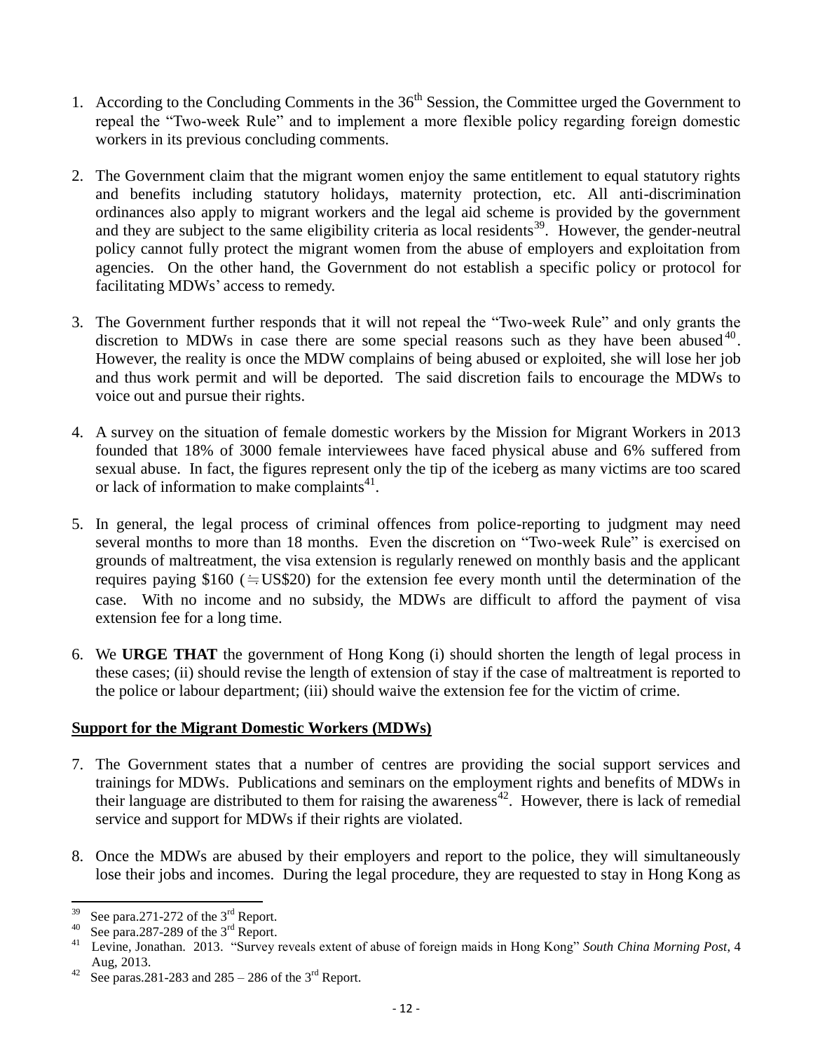1. According to the Concluding Comments in the 36th Session, the Committee urged the Government to repeal the "Two-week Rule" and to implement a more flexible policy regarding foreign domestic workers in its previous concluding comments.

2. The Government claim that the migrant women enjoy the same entitlement to equal statutory rights and benefits including statutory holidays, maternity protection, etc. All anti-discrimination ordinances also apply to migrant workers and the legal aid scheme is provided by the government and they are subject to the same eligibility criteria as local residents[39]. However, the gender-neutral policy cannot fully protect the migrant women from the abuse of employers and exploitation from agencies. On the other hand, the Government do not establish a specific policy or protocol for facilitating MDWs' access to remedy.

3. The Government further responds that it will not repeal the "Two-week Rule" and only grants the discretion to MDWs in case there are some special reasons such as they have been abused[40]. However, the reality is once the MDW complains of being abused or exploited, she will lose her job and thus work permit and will be deported. The said discretion fails to encourage the MDWs to voice out and pursue their rights.

4. A survey on the situation of female domestic workers by the Mission for Migrant Workers in 2013 founded that 18% of 3000 female interviewees have faced physical abuse and 6% suffered from sexual abuse. In fact, the figures represent only the tip of the iceberg as many victims are too scared or lack of information to make complaints[41].

5. In general, the legal process of criminal offences from police-reporting to judgment may need several months to more than 18 months. Even the discretion on "Two-week Rule" is exercised on grounds of maltreatment, the visa extension is regularly renewed on monthly basis and the applicant requires paying $160 (≒US$20) for the extension fee every month until the determination of the case. With no income and no subsidy, the MDWs are difficult to afford the payment of visa extension fee for a long time.

6. We **URGE THAT** the government of Hong Kong (i) should shorten the length of legal process in these cases; (ii) should revise the length of extension of stay if the case of maltreatment is reported to the police or labour department; (iii) should waive the extension fee for the victim of crime.

## Support for the Migrant Domestic Workers (MDWs)

7. The Government states that a number of centres are providing the social support services and trainings for MDWs. Publications and seminars on the employment rights and benefits of MDWs in their language are distributed to them for raising the awareness[42]. However, there is lack of remedial service and support for MDWs if their rights are violated.

8. Once the MDWs are abused by their employers and report to the police, they will simultaneously lose their jobs and incomes. During the legal procedure, they are requested to stay in Hong Kong as

---

[39] See para.271-272 of the 3rd Report.

[40] See para.287-289 of the 3rd Report.

[41] Levine, Jonathan. 2013. "Survey reveals extent of abuse of foreign maids in Hong Kong" *South China Morning Post*, 4 Aug, 2013.

[42] See paras.281-283 and 285 – 286 of the 3rd Report.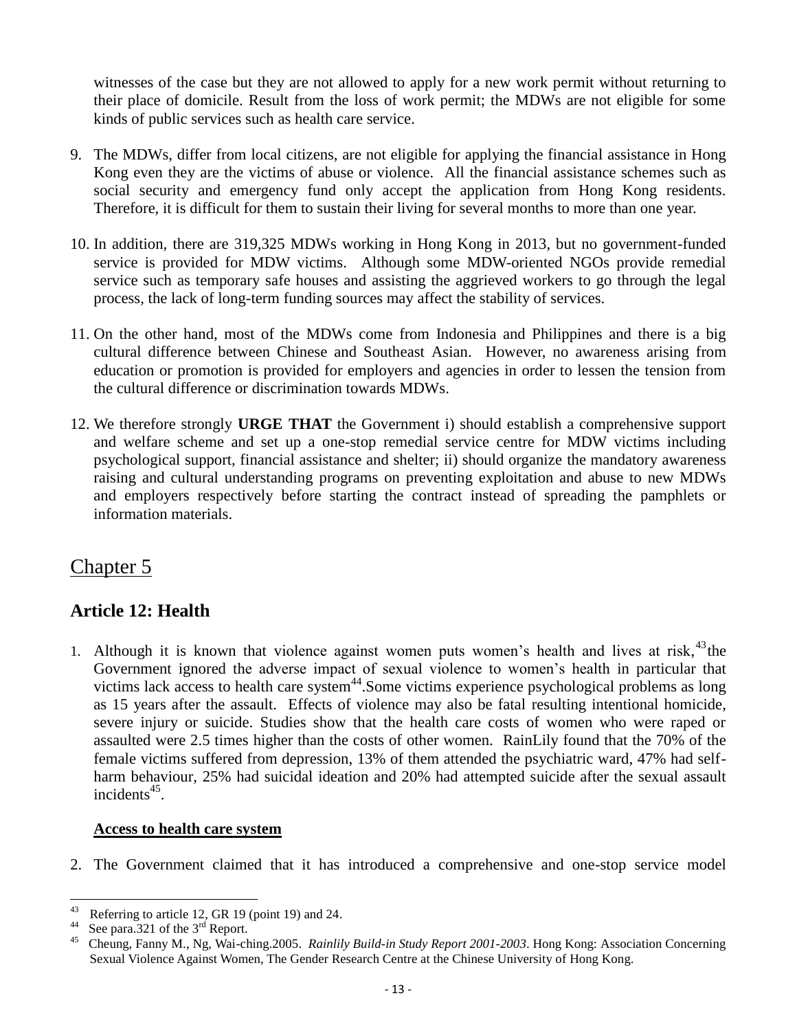witnesses of the case but they are not allowed to apply for a new work permit without returning to their place of domicile. Result from the loss of work permit; the MDWs are not eligible for some kinds of public services such as health care service.

9. The MDWs, differ from local citizens, are not eligible for applying the financial assistance in Hong Kong even they are the victims of abuse or violence. All the financial assistance schemes such as social security and emergency fund only accept the application from Hong Kong residents. Therefore, it is difficult for them to sustain their living for several months to more than one year.

10. In addition, there are 319,325 MDWs working in Hong Kong in 2013, but no government-funded service is provided for MDW victims. Although some MDW-oriented NGOs provide remedial service such as temporary safe houses and assisting the aggrieved workers to go through the legal process, the lack of long-term funding sources may affect the stability of services.

11. On the other hand, most of the MDWs come from Indonesia and Philippines and there is a big cultural difference between Chinese and Southeast Asian. However, no awareness arising from education or promotion is provided for employers and agencies in order to lessen the tension from the cultural difference or discrimination towards MDWs.

12. We therefore strongly **URGE THAT** the Government i) should establish a comprehensive support and welfare scheme and set up a one-stop remedial service centre for MDW victims including psychological support, financial assistance and shelter; ii) should organize the mandatory awareness raising and cultural understanding programs on preventing exploitation and abuse to new MDWs and employers respectively before starting the contract instead of spreading the pamphlets or information materials.

# Chapter 5

## Article 12: Health

1. Although it is known that violence against women puts women's health and lives at risk,[43] the Government ignored the adverse impact of sexual violence to women's health in particular that victims lack access to health care system[44].Some victims experience psychological problems as long as 15 years after the assault. Effects of violence may also be fatal resulting intentional homicide, severe injury or suicide. Studies show that the health care costs of women who were raped or assaulted were 2.5 times higher than the costs of other women. RainLily found that the 70% of the female victims suffered from depression, 13% of them attended the psychiatric ward, 47% had self-harm behaviour, 25% had suicidal ideation and 20% had attempted suicide after the sexual assault incidents[45].

**Access to health care system**

2. The Government claimed that it has introduced a comprehensive and one-stop service model

---

[43] Referring to article 12, GR 19 (point 19) and 24.

[44] See para.321 of the 3rd Report.

[45] Cheung, Fanny M., Ng, Wai-ching.2005. *Rainlily Build-in Study Report 2001-2003*. Hong Kong: Association Concerning Sexual Violence Against Women, The Gender Research Centre at the Chinese University of Hong Kong.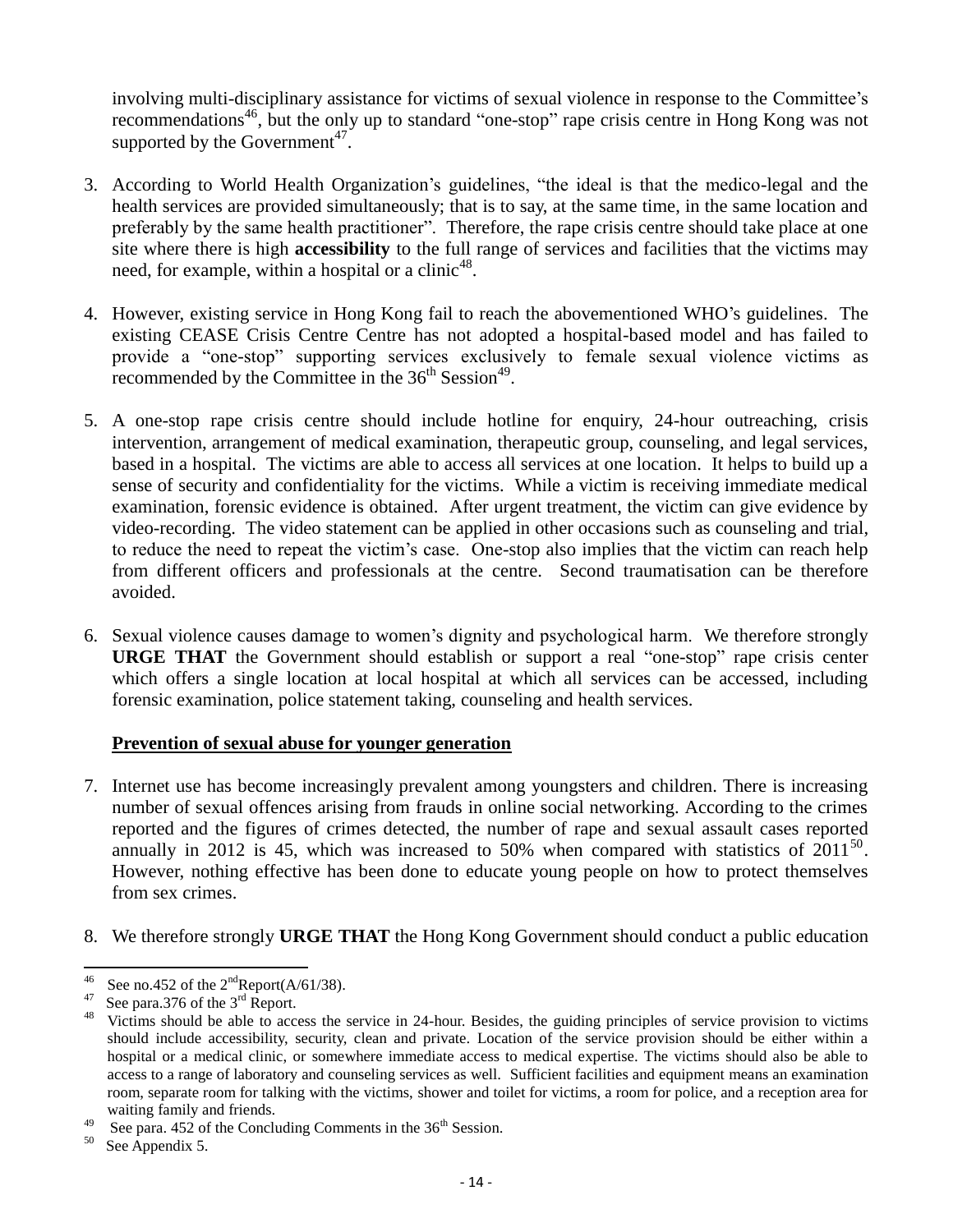involving multi-disciplinary assistance for victims of sexual violence in response to the Committee's recommendations[46], but the only up to standard "one-stop" rape crisis centre in Hong Kong was not supported by the Government[47].

3. According to World Health Organization's guidelines, "the ideal is that the medico-legal and the health services are provided simultaneously; that is to say, at the same time, in the same location and preferably by the same health practitioner". Therefore, the rape crisis centre should take place at one site where there is high **accessibility** to the full range of services and facilities that the victims may need, for example, within a hospital or a clinic[48].

4. However, existing service in Hong Kong fail to reach the abovementioned WHO's guidelines. The existing CEASE Crisis Centre Centre has not adopted a hospital-based model and has failed to provide a "one-stop" supporting services exclusively to female sexual violence victims as recommended by the Committee in the 36th Session[49].

5. A one-stop rape crisis centre should include hotline for enquiry, 24-hour outreaching, crisis intervention, arrangement of medical examination, therapeutic group, counseling, and legal services, based in a hospital. The victims are able to access all services at one location. It helps to build up a sense of security and confidentiality for the victims. While a victim is receiving immediate medical examination, forensic evidence is obtained. After urgent treatment, the victim can give evidence by video-recording. The video statement can be applied in other occasions such as counseling and trial, to reduce the need to repeat the victim's case. One-stop also implies that the victim can reach help from different officers and professionals at the centre. Second traumatisation can be therefore avoided.

6. Sexual violence causes damage to women's dignity and psychological harm. We therefore strongly **URGE THAT** the Government should establish or support a real "one-stop" rape crisis center which offers a single location at local hospital at which all services can be accessed, including forensic examination, police statement taking, counseling and health services.

**<u>Prevention of sexual abuse for younger generation</u>**

7. Internet use has become increasingly prevalent among youngsters and children. There is increasing number of sexual offences arising from frauds in online social networking. According to the crimes reported and the figures of crimes detected, the number of rape and sexual assault cases reported annually in 2012 is 45, which was increased to 50% when compared with statistics of 2011[50]. However, nothing effective has been done to educate young people on how to protect themselves from sex crimes.

8. We therefore strongly **URGE THAT** the Hong Kong Government should conduct a public education

---

[46] See no.452 of the 2nd Report(A/61/38).

[47] See para.376 of the 3rd Report.

[48] Victims should be able to access the service in 24-hour. Besides, the guiding principles of service provision to victims should include accessibility, security, clean and private. Location of the service provision should be either within a hospital or a medical clinic, or somewhere immediate access to medical expertise. The victims should also be able to access to a range of laboratory and counseling services as well. Sufficient facilities and equipment means an examination room, separate room for talking with the victims, shower and toilet for victims, a room for police, and a reception area for waiting family and friends.

[49] See para. 452 of the Concluding Comments in the 36th Session.

[50] See Appendix 5.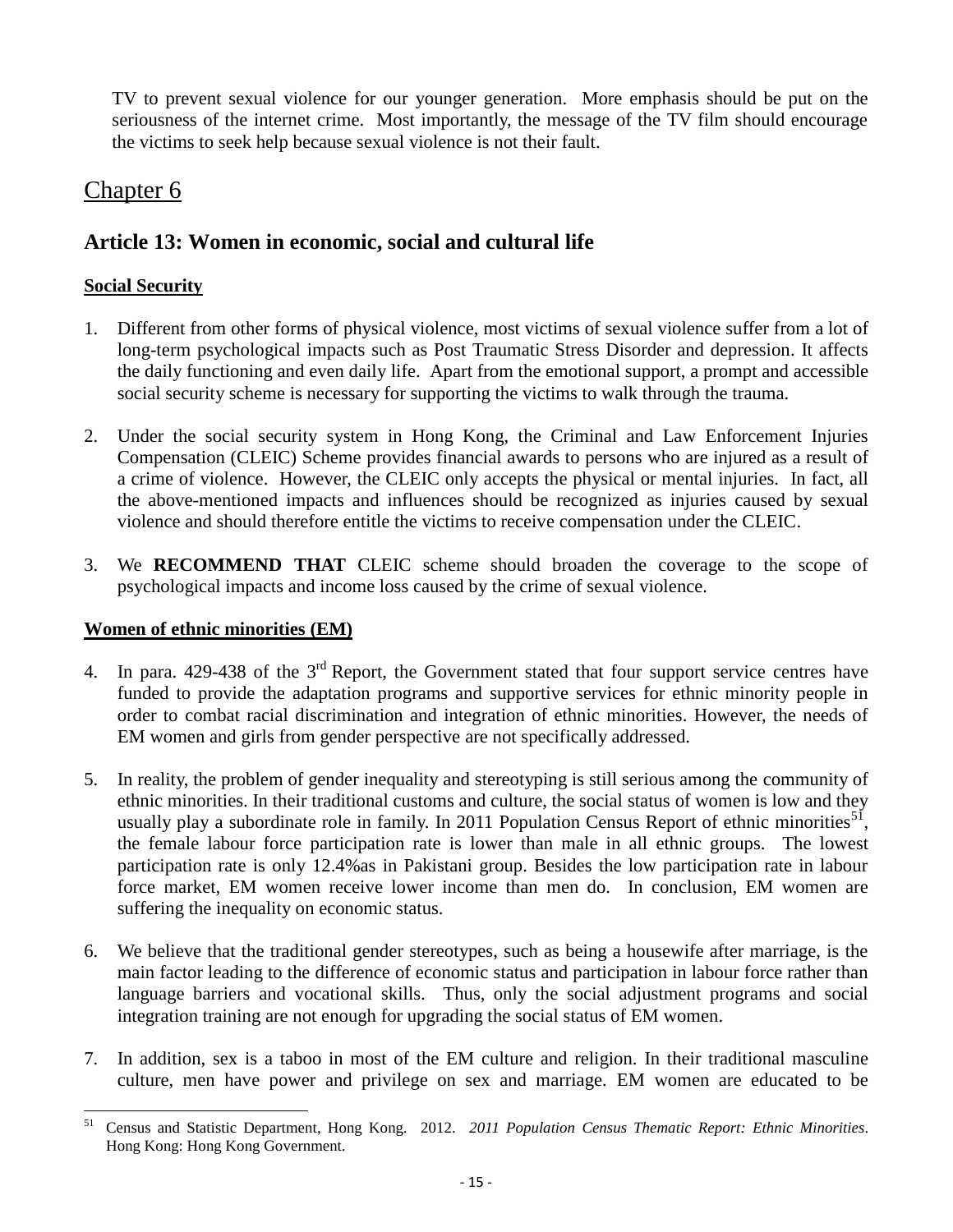TV to prevent sexual violence for our younger generation. More emphasis should be put on the seriousness of the internet crime. Most importantly, the message of the TV film should encourage the victims to seek help because sexual violence is not their fault.

# Chapter 6

## Article 13: Women in economic, social and cultural life

**Social Security**

1. Different from other forms of physical violence, most victims of sexual violence suffer from a lot of long-term psychological impacts such as Post Traumatic Stress Disorder and depression. It affects the daily functioning and even daily life. Apart from the emotional support, a prompt and accessible social security scheme is necessary for supporting the victims to walk through the trauma.

2. Under the social security system in Hong Kong, the Criminal and Law Enforcement Injuries Compensation (CLEIC) Scheme provides financial awards to persons who are injured as a result of a crime of violence. However, the CLEIC only accepts the physical or mental injuries. In fact, all the above-mentioned impacts and influences should be recognized as injuries caused by sexual violence and should therefore entitle the victims to receive compensation under the CLEIC.

3. We **RECOMMEND THAT** CLEIC scheme should broaden the coverage to the scope of psychological impacts and income loss caused by the crime of sexual violence.

**Women of ethnic minorities (EM)**

4. In para. 429-438 of the 3rd Report, the Government stated that four support service centres have funded to provide the adaptation programs and supportive services for ethnic minority people in order to combat racial discrimination and integration of ethnic minorities. However, the needs of EM women and girls from gender perspective are not specifically addressed.

5. In reality, the problem of gender inequality and stereotyping is still serious among the community of ethnic minorities. In their traditional customs and culture, the social status of women is low and they usually play a subordinate role in family. In 2011 Population Census Report of ethnic minorities[51], the female labour force participation rate is lower than male in all ethnic groups. The lowest participation rate is only 12.4%as in Pakistani group. Besides the low participation rate in labour force market, EM women receive lower income than men do. In conclusion, EM women are suffering the inequality on economic status.

6. We believe that the traditional gender stereotypes, such as being a housewife after marriage, is the main factor leading to the difference of economic status and participation in labour force rather than language barriers and vocational skills. Thus, only the social adjustment programs and social integration training are not enough for upgrading the social status of EM women.

7. In addition, sex is a taboo in most of the EM culture and religion. In their traditional masculine culture, men have power and privilege on sex and marriage. EM women are educated to be

---

[51] Census and Statistic Department, Hong Kong. 2012. *2011 Population Census Thematic Report: Ethnic Minorities*. Hong Kong: Hong Kong Government.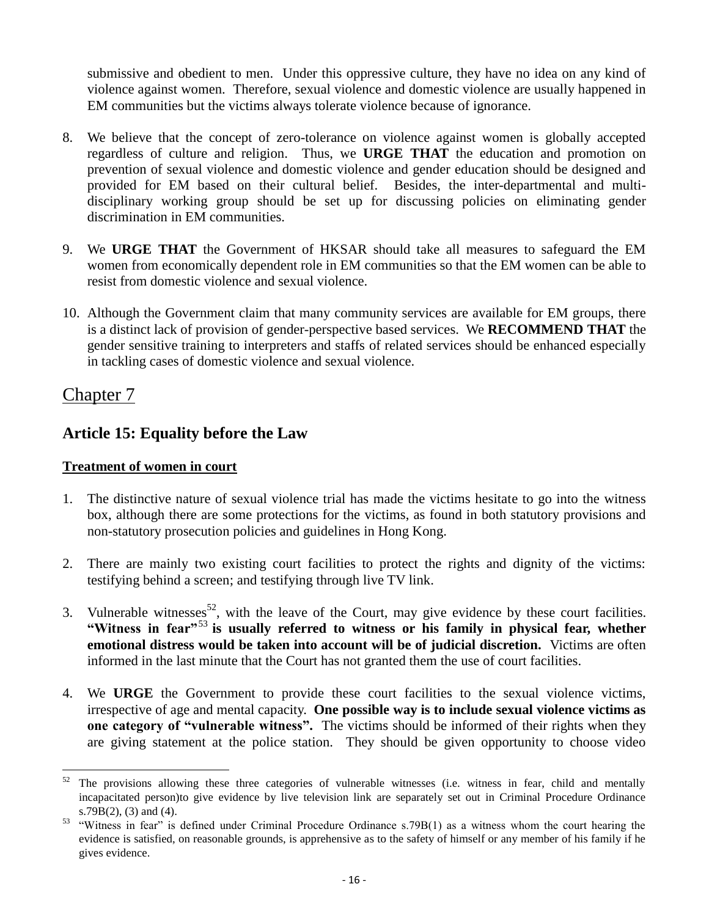submissive and obedient to men. Under this oppressive culture, they have no idea on any kind of violence against women. Therefore, sexual violence and domestic violence are usually happened in EM communities but the victims always tolerate violence because of ignorance.

8. We believe that the concept of zero-tolerance on violence against women is globally accepted regardless of culture and religion. Thus, we **URGE THAT** the education and promotion on prevention of sexual violence and domestic violence and gender education should be designed and provided for EM based on their cultural belief. Besides, the inter-departmental and multi-disciplinary working group should be set up for discussing policies on eliminating gender discrimination in EM communities.

9. We **URGE THAT** the Government of HKSAR should take all measures to safeguard the EM women from economically dependent role in EM communities so that the EM women can be able to resist from domestic violence and sexual violence.

10. Although the Government claim that many community services are available for EM groups, there is a distinct lack of provision of gender-perspective based services. We **RECOMMEND THAT** the gender sensitive training to interpreters and staffs of related services should be enhanced especially in tackling cases of domestic violence and sexual violence.

# Chapter 7

## Article 15: Equality before the Law

### Treatment of women in court

1. The distinctive nature of sexual violence trial has made the victims hesitate to go into the witness box, although there are some protections for the victims, as found in both statutory provisions and non-statutory prosecution policies and guidelines in Hong Kong.

2. There are mainly two existing court facilities to protect the rights and dignity of the victims: testifying behind a screen; and testifying through live TV link.

3. Vulnerable witnesses[52], with the leave of the Court, may give evidence by these court facilities. **"Witness in fear"[53] is usually referred to witness or his family in physical fear, whether emotional distress would be taken into account will be of judicial discretion.** Victims are often informed in the last minute that the Court has not granted them the use of court facilities.

4. We **URGE** the Government to provide these court facilities to the sexual violence victims, irrespective of age and mental capacity. **One possible way is to include sexual violence victims as one category of "vulnerable witness".** The victims should be informed of their rights when they are giving statement at the police station. They should be given opportunity to choose video

---

[52] The provisions allowing these three categories of vulnerable witnesses (i.e. witness in fear, child and mentally incapacitated person)to give evidence by live television link are separately set out in Criminal Procedure Ordinance s.79B(2), (3) and (4).

[53] "Witness in fear" is defined under Criminal Procedure Ordinance s.79B(1) as a witness whom the court hearing the evidence is satisfied, on reasonable grounds, is apprehensive as to the safety of himself or any member of his family if he gives evidence.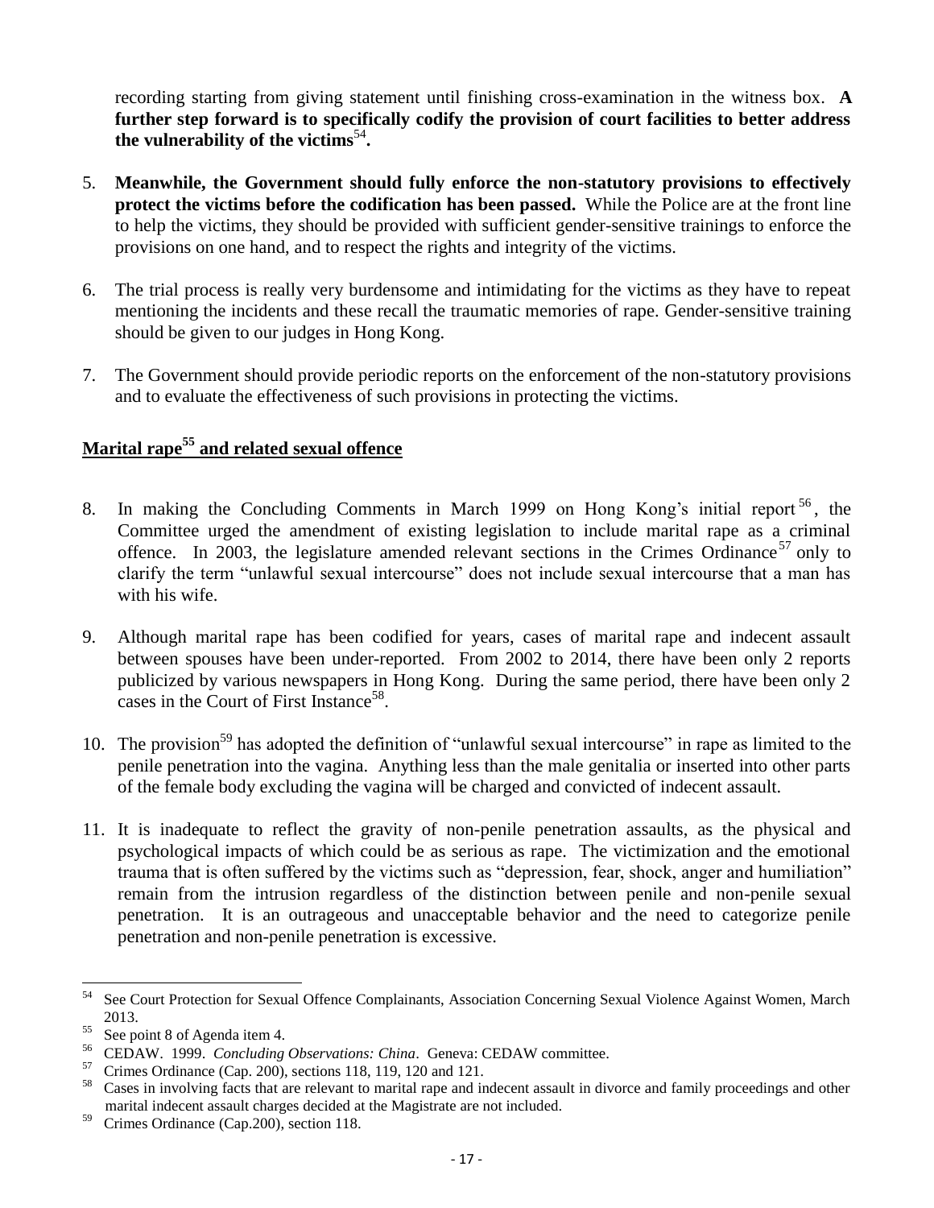recording starting from giving statement until finishing cross-examination in the witness box. **A further step forward is to specifically codify the provision of court facilities to better address the vulnerability of the victims[54].**

5. **Meanwhile, the Government should fully enforce the non-statutory provisions to effectively protect the victims before the codification has been passed.** While the Police are at the front line to help the victims, they should be provided with sufficient gender-sensitive trainings to enforce the provisions on one hand, and to respect the rights and integrity of the victims.

6. The trial process is really very burdensome and intimidating for the victims as they have to repeat mentioning the incidents and these recall the traumatic memories of rape. Gender-sensitive training should be given to our judges in Hong Kong.

7. The Government should provide periodic reports on the enforcement of the non-statutory provisions and to evaluate the effectiveness of such provisions in protecting the victims.

## Marital rape[55] and related sexual offence

8. In making the Concluding Comments in March 1999 on Hong Kong's initial report[56], the Committee urged the amendment of existing legislation to include marital rape as a criminal offence. In 2003, the legislature amended relevant sections in the Crimes Ordinance[57] only to clarify the term "unlawful sexual intercourse" does not include sexual intercourse that a man has with his wife.

9. Although marital rape has been codified for years, cases of marital rape and indecent assault between spouses have been under-reported. From 2002 to 2014, there have been only 2 reports publicized by various newspapers in Hong Kong. During the same period, there have been only 2 cases in the Court of First Instance[58].

10. The provision[59] has adopted the definition of "unlawful sexual intercourse" in rape as limited to the penile penetration into the vagina. Anything less than the male genitalia or inserted into other parts of the female body excluding the vagina will be charged and convicted of indecent assault.

11. It is inadequate to reflect the gravity of non-penile penetration assaults, as the physical and psychological impacts of which could be as serious as rape. The victimization and the emotional trauma that is often suffered by the victims such as "depression, fear, shock, anger and humiliation" remain from the intrusion regardless of the distinction between penile and non-penile sexual penetration. It is an outrageous and unacceptable behavior and the need to categorize penile penetration and non-penile penetration is excessive.

---

[54] See Court Protection for Sexual Offence Complainants, Association Concerning Sexual Violence Against Women, March 2013.

[55] See point 8 of Agenda item 4.

[56] CEDAW. 1999. *Concluding Observations: China*. Geneva: CEDAW committee.

[57] Crimes Ordinance (Cap. 200), sections 118, 119, 120 and 121.

[58] Cases in involving facts that are relevant to marital rape and indecent assault in divorce and family proceedings and other marital indecent assault charges decided at the Magistrate are not included.

[59] Crimes Ordinance (Cap.200), section 118.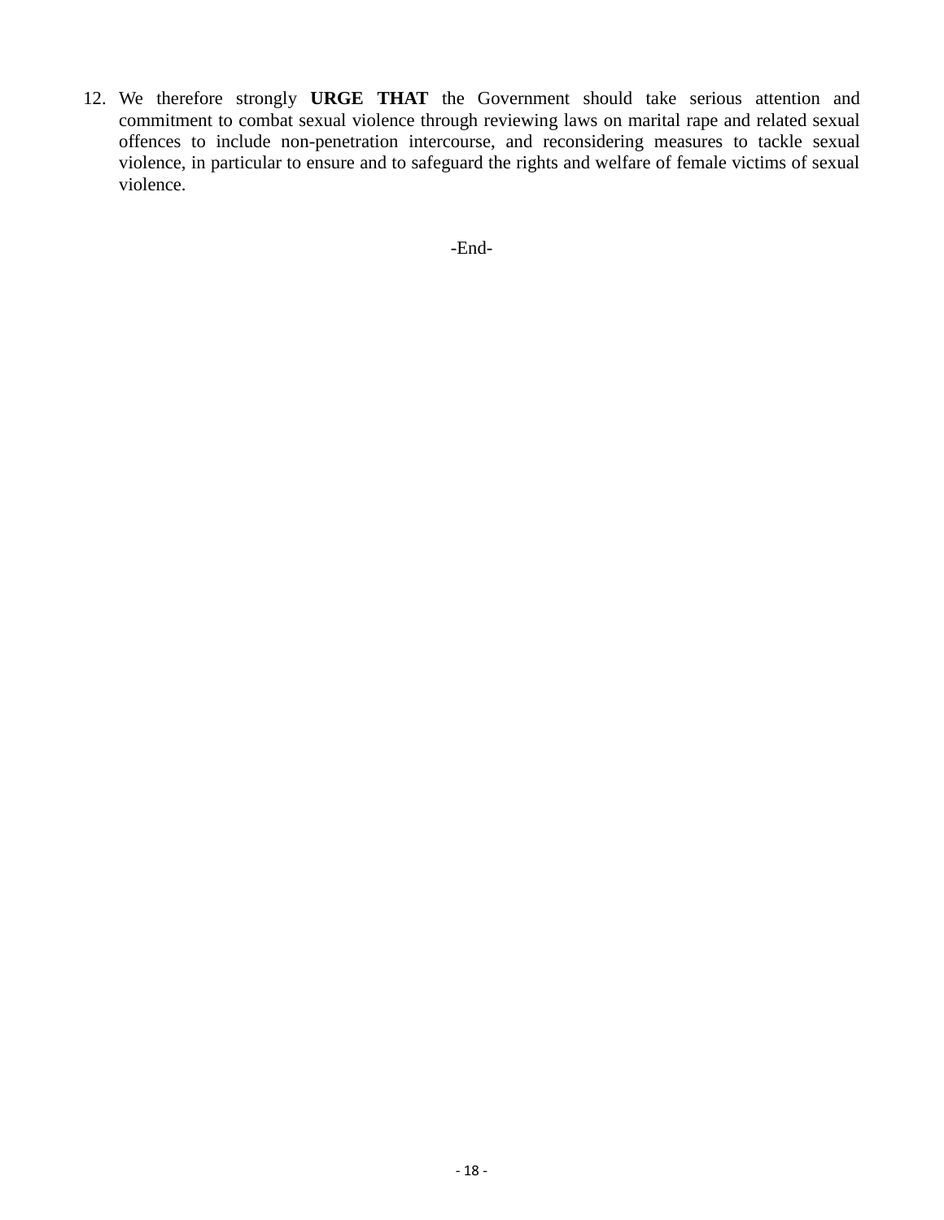12. We therefore strongly **URGE THAT** the Government should take serious attention and commitment to combat sexual violence through reviewing laws on marital rape and related sexual offences to include non-penetration intercourse, and reconsidering measures to tackle sexual violence, in particular to ensure and to safeguard the rights and welfare of female victims of sexual violence.

-End-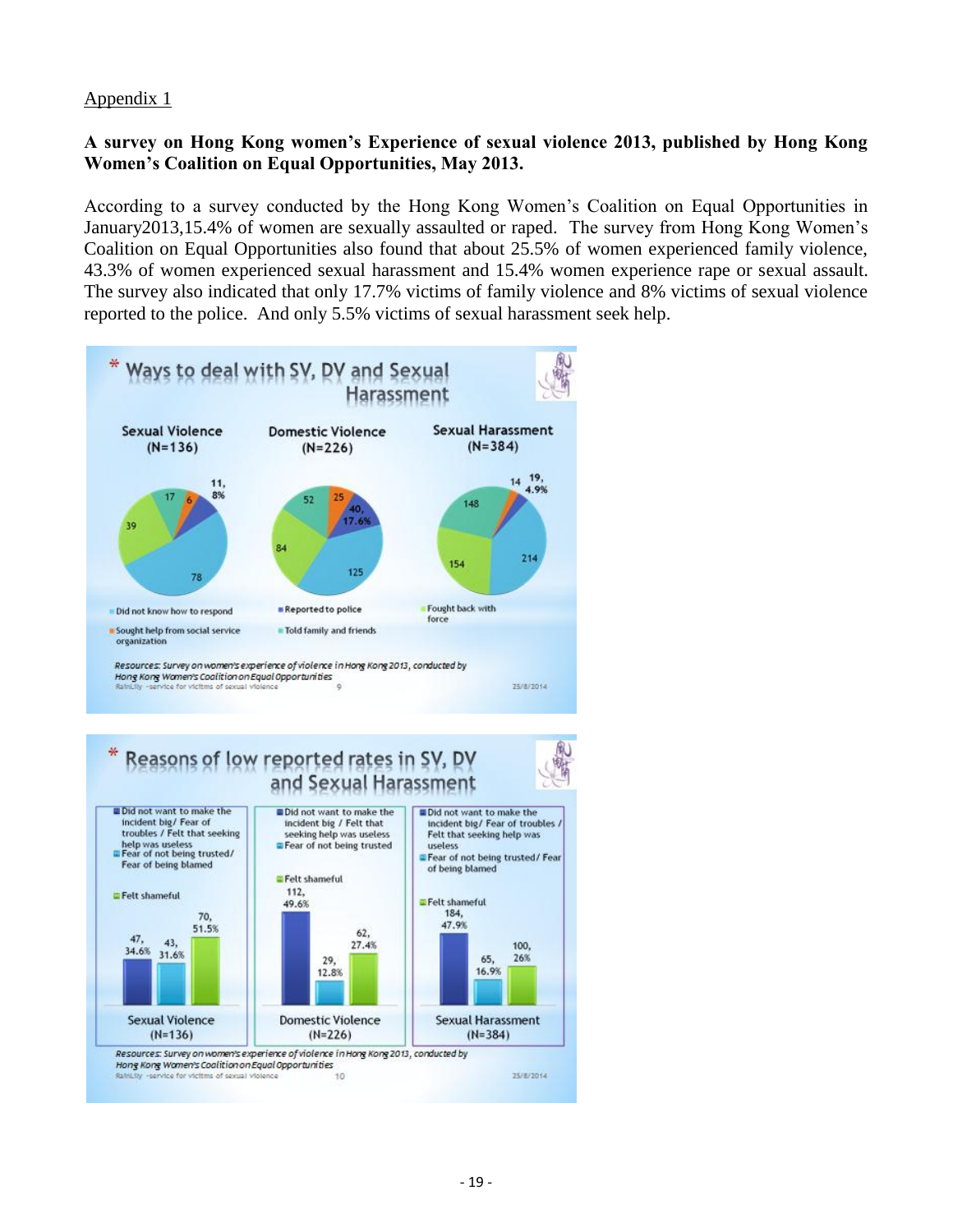Appendix 1

**A survey on Hong Kong women's Experience of sexual violence 2013, published by Hong Kong Women's Coalition on Equal Opportunities, May 2013.**

According to a survey conducted by the Hong Kong Women's Coalition on Equal Opportunities in January2013,15.4% of women are sexually assaulted or raped. The survey from Hong Kong Women's Coalition on Equal Opportunities also found that about 25.5% of women experienced family violence, 43.3% of women experienced sexual harassment and 15.4% women experience rape or sexual assault. The survey also indicated that only 17.7% victims of family violence and 8% victims of sexual violence reported to the police. And only 5.5% victims of sexual harassment seek help.

**Ways to deal with SV, DV and Sexual Harassment**

| | Sexual Violence (N=136) | Domestic Violence (N=226) | Sexual Harassment (N=384) |
|---|---|---|---|
| Did not know how to respond | 78 | 125 | 214 |
| Reported to police | 11, 8% | 40, 17.6% | 19, 4.9% |
| Fought back with force | 39 | 84 | 154 |
| Sought help from social service organization | 6 | 25 | 14 |
| Told family and friends | 17 | 52 | 148 |

Resources: Survey on women's experience of violence in Hong Kong 2013, conducted by Hong Kong Women's Coalition on Equal Opportunities

**Reasons of low reported rates in SV, DV and Sexual Harassment**

| | Sexual Violence (N=136) | Domestic Violence (N=226) | Sexual Harassment (N=384) |
|---|---|---|---|
| Did not want to make the incident big / Fear of troubles / Felt that seeking help was useless | 47, 34.6% | 112, 49.6% | 184, 47.9% |
| Fear of not being trusted / Fear of being blamed | 43, 31.6% | 29, 12.8% | 65, 16.9% |
| Felt shameful | 70, 51.5% | 62, 27.4% | 100, 26% |

Resources: Survey on women's experience of violence in Hong Kong 2013, conducted by Hong Kong Women's Coalition on Equal Opportunities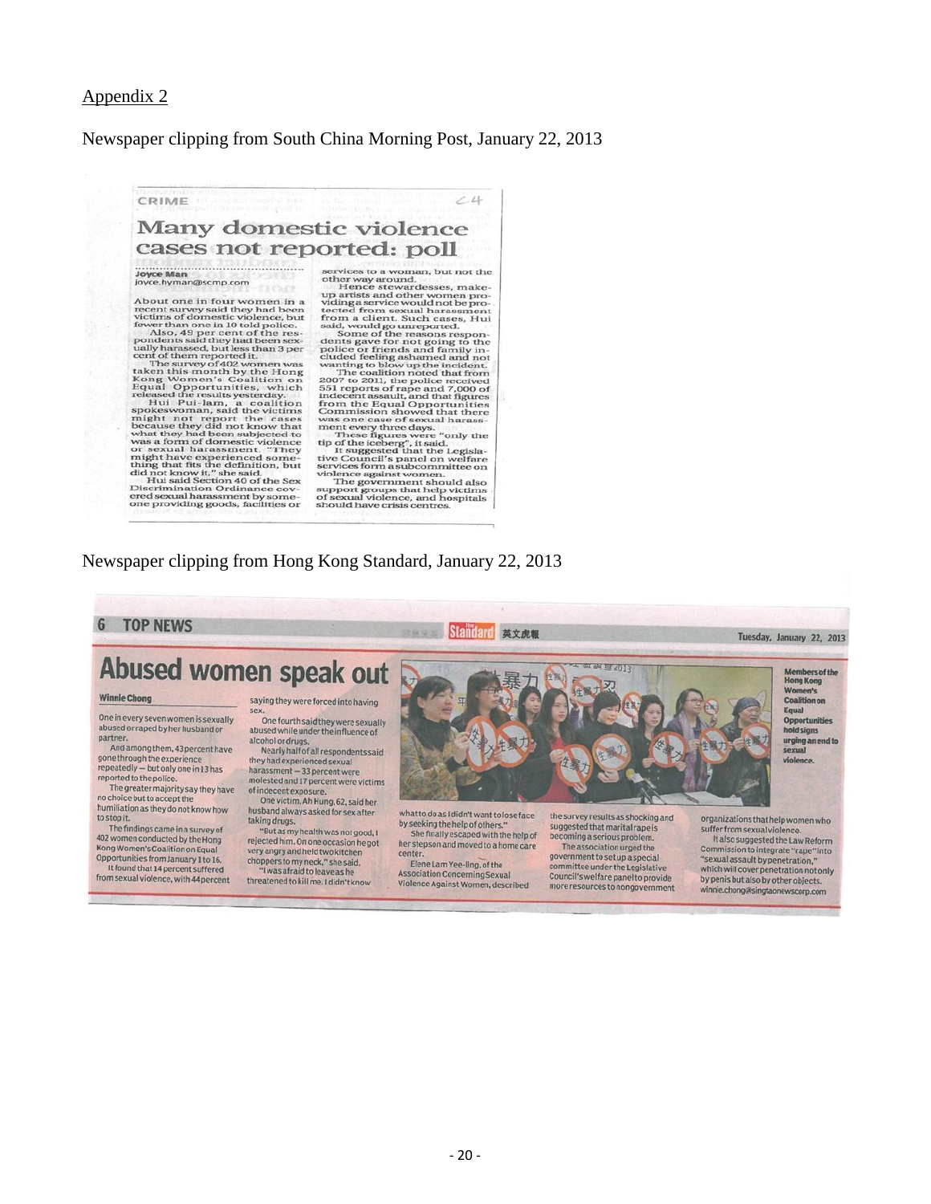Appendix 2

Newspaper clipping from South China Morning Post, January 22, 2013

CRIME

# Many domestic violence cases not reported: poll

**Joyce Man**
joyce.hyman@scmp.com

About one in four women in a recent survey said they had been victims of domestic violence, but fewer than one in 10 told police.

Also, 49 per cent of the respondents said they had been sexually harassed, but less than 3 per cent of them reported it.

The survey of 402 women was taken this month by the Hong Kong Women's Coalition on Equal Opportunities, which released the results yesterday.

Hui Pui-lam, a coalition spokeswoman, said the victims might not report the cases because they did not know that what they had been subjected to was a form of domestic violence or sexual harassment. "They might have experienced something that fits the definition, but did not know it," she said.

Hui said Section 40 of the Sex Discrimination Ordinance covered sexual harassment by someone providing goods, facilities or services to a woman, but not the other way around.

Hence stewardesses, make-up artists and other women providing a service would not be protected from sexual harassment from a client. Such cases, Hui said, would go unreported.

Some of the reasons respondents gave for not going to the police or friends and family included feeling ashamed and not wanting to blow up the incident.

The coalition noted that from 2007 to 2011, the police received 551 reports of rape and 7,000 of indecent assault, and that figures from the Equal Opportunities Commission showed that there was one case of sexual harassment every three days.

These figures were "only the tip of the iceberg", it said.

It suggested that the Legislative Council's panel on welfare services form a subcommittee on violence against women.

The government should also support groups that help victims of sexual violence, and hospitals should have crisis centres.

Newspaper clipping from Hong Kong Standard, January 22, 2013

6 TOP NEWS — The Standard 英文虎報 — Tuesday, January 22, 2013

# Abused women speak out

**Winnie Chong**

One in every seven women is sexually abused or raped by her husband or partner.

And among them, 43 percent have gone through the experience repeatedly – but only one in 13 has reported to the police.

The greater majority say they have no choice but to accept the humiliation as they do not know how to stop it.

The findings came in a survey of 402 women conducted by the Hong Kong Women's Coalition on Equal Opportunities from January 1 to 16.

It found that 14 percent suffered from sexual violence, with 44 percent saying they were forced into having sex.

One fourth said they were sexually abused while under the influence of alcohol or drugs.

Nearly half of all respondents said they had experienced sexual harassment – 33 percent were molested and 17 percent were victims of indecent exposure.

One victim, Ah Hung, 62, said her husband always asked for sex after taking drugs.

"But as my health was not good, I rejected him. On one occasion he got very angry and held two kitchen choppers to my neck," she said.

"I was afraid to leave as he threatened to kill me. I didn't know what to do as I didn't want to lose face by seeking the help of others."

She finally escaped with the help of her stepson and moved to a home care center.

Elene Lam Yee-ling, of the Association Concerning Sexual Violence Against Women, described the survey results as shocking and suggested that marital rape is becoming a serious problem.

The association urged the government to set up a special committee under the Legislative Council's welfare panel to provide more resources to nongovernment organizations that help women who suffer from sexual violence.

It also suggested the Law Reform Commission to integrate "rape" into "sexual assault by penetration," which will cover penetration not only by penis but also by other objects.
winnie.chong@singtaonewscorp.com

Members of the Hong Kong Women's Coalition on Equal Opportunities hold signs urging an end to sexual violence.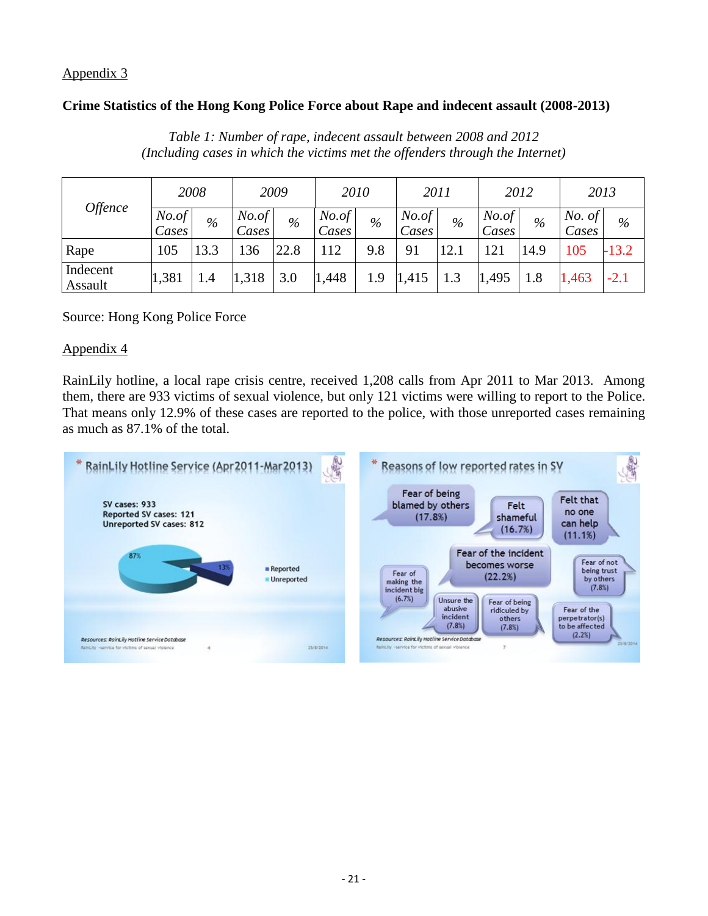Appendix 3

**Crime Statistics of the Hong Kong Police Force about Rape and indecent assault (2008-2013)**

*Table 1: Number of rape, indecent assault between 2008 and 2012*
*(Including cases in which the victims met the offenders through the Internet)*

| *Offence* | *2008* | | *2009* | | *2010* | | *2011* | | *2012* | | *2013* | |
|---|---|---|---|---|---|---|---|---|---|---|---|---|
| | *No.of Cases* | *%* | *No.of Cases* | *%* | *No.of Cases* | *%* | *No.of Cases* | *%* | *No.of Cases* | *%* | *No. of Cases* | *%* |
| Rape | 105 | 13.3 | 136 | 22.8 | 112 | 9.8 | 91 | 12.1 | 121 | 14.9 | 105 | -13.2 |
| Indecent Assault | 1,381 | 1.4 | 1,318 | 3.0 | 1,448 | 1.9 | 1,415 | 1.3 | 1,495 | 1.8 | 1,463 | -2.1 |

Source: Hong Kong Police Force

Appendix 4

RainLily hotline, a local rape crisis centre, received 1,208 calls from Apr 2011 to Mar 2013. Among them, there are 933 victims of sexual violence, but only 121 victims were willing to report to the Police. That means only 12.9% of these cases are reported to the police, with those unreported cases remaining as much as 87.1% of the total.

**RainLily Hotline Service (Apr2011-Mar2013)**

SV cases: 933
Reported SV cases: 121
Unreported SV cases: 812

Reported: 13%
Unreported: 87%

Resources: RainLily Hotline Service Database

**Reasons of low reported rates in SV**

- Fear of being blamed by others (17.8%)
- Felt shameful (16.7%)
- Felt that no one can help (11.1%)
- Fear of the incident becomes worse (22.2%)
- Fear of not being trust by others (7.8%)
- Fear of making the incident big (6.7%)
- Unsure the abusive incident (7.8%)
- Fear of being ridiculed by others (7.8%)
- Fear of the perpetrator(s) to be affected (2.2%)

Resources: RainLily Hotline Service Database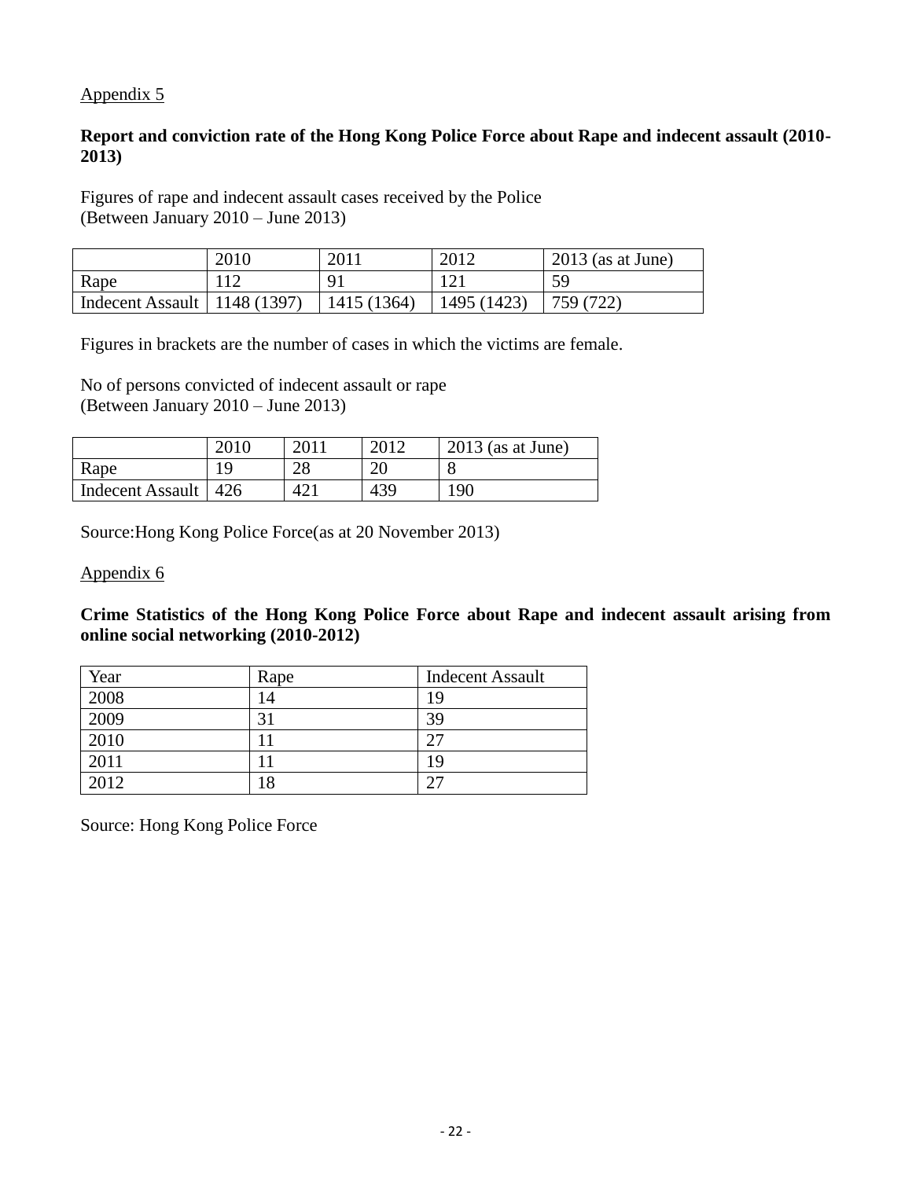Appendix 5

**Report and conviction rate of the Hong Kong Police Force about Rape and indecent assault (2010-2013)**

Figures of rape and indecent assault cases received by the Police
(Between January 2010 – June 2013)

| | 2010 | 2011 | 2012 | 2013 (as at June) |
|---|---|---|---|---|
| Rape | 112 | 91 | 121 | 59 |
| Indecent Assault | 1148 (1397) | 1415 (1364) | 1495 (1423) | 759 (722) |

Figures in brackets are the number of cases in which the victims are female.

No of persons convicted of indecent assault or rape
(Between January 2010 – June 2013)

| | 2010 | 2011 | 2012 | 2013 (as at June) |
|---|---|---|---|---|
| Rape | 19 | 28 | 20 | 8 |
| Indecent Assault | 426 | 421 | 439 | 190 |

Source:Hong Kong Police Force(as at 20 November 2013)

Appendix 6

**Crime Statistics of the Hong Kong Police Force about Rape and indecent assault arising from online social networking (2010-2012)**

| Year | Rape | Indecent Assault |
|---|---|---|
| 2008 | 14 | 19 |
| 2009 | 31 | 39 |
| 2010 | 11 | 27 |
| 2011 | 11 | 19 |
| 2012 | 18 | 27 |

Source: Hong Kong Police Force